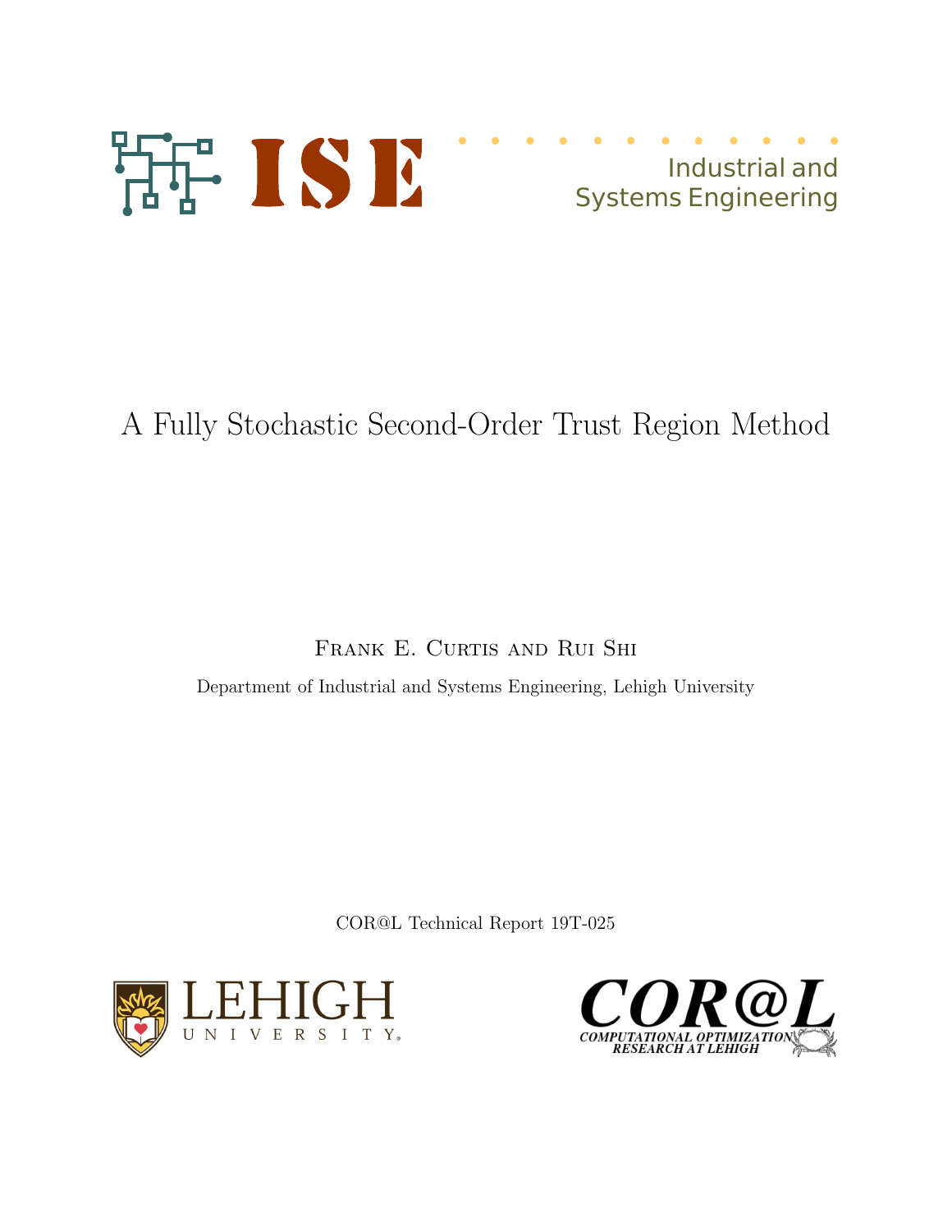ISE

Industrial and Systems Engineering

# A Fully Stochastic Second-Order Trust Region Method

Frank E. Curtis and Rui Shi

Department of Industrial and Systems Engineering, Lehigh University

COR@L Technical Report 19T-025

LEHIGH UNIVERSITY

COR@L COMPUTATIONAL OPTIMIZATION RESEARCH AT LEHIGH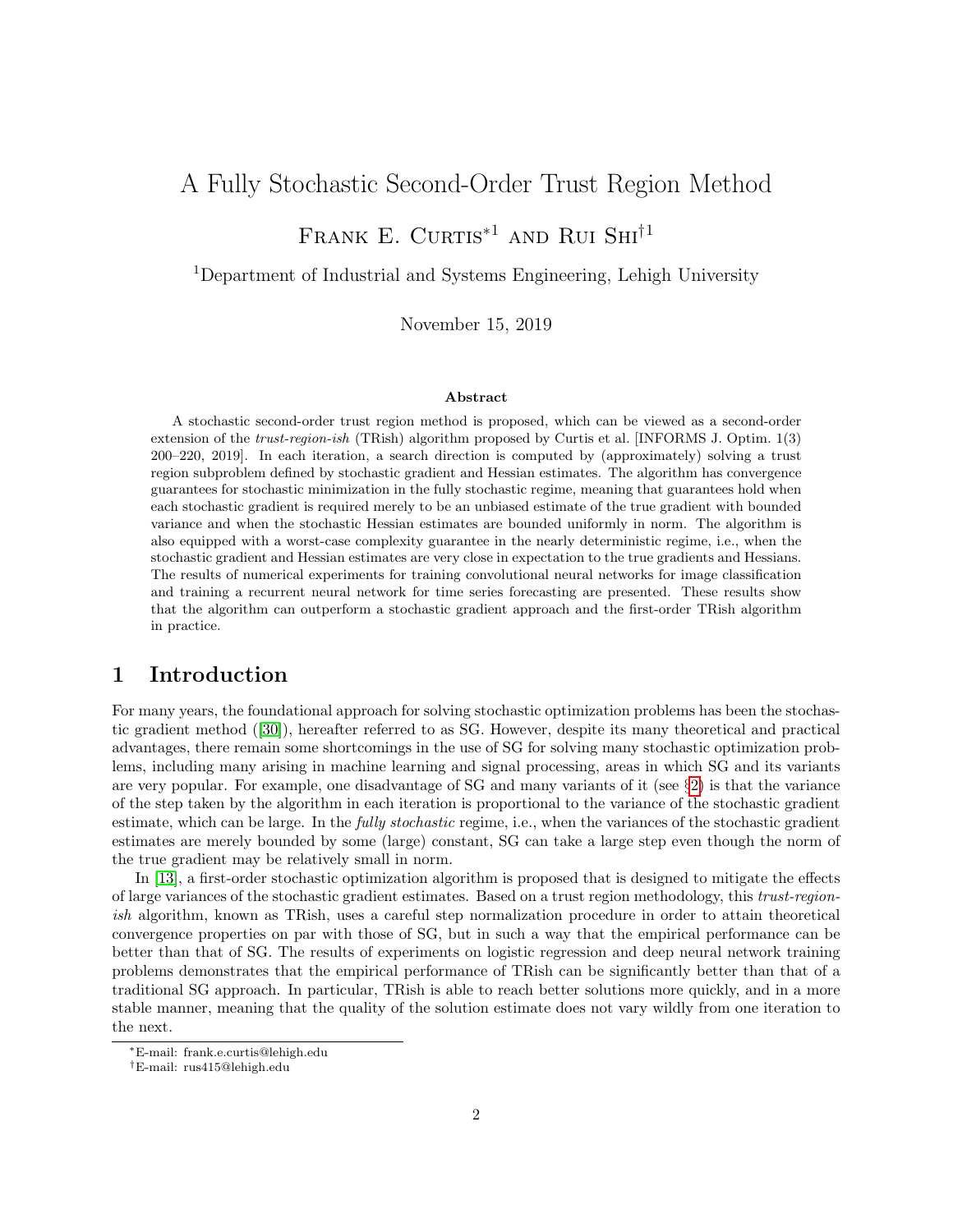# A Fully Stochastic Second-Order Trust Region Method

Frank E. Curtis*[1] and Rui Shi†[1]

[1]Department of Industrial and Systems Engineering, Lehigh University

November 15, 2019

### Abstract

A stochastic second-order trust region method is proposed, which can be viewed as a second-order extension of the *trust-region-ish* (TRish) algorithm proposed by Curtis et al. [INFORMS J. Optim. 1(3) 200–220, 2019]. In each iteration, a search direction is computed by (approximately) solving a trust region subproblem defined by stochastic gradient and Hessian estimates. The algorithm has convergence guarantees for stochastic minimization in the fully stochastic regime, meaning that guarantees hold when each stochastic gradient is required merely to be an unbiased estimate of the true gradient with bounded variance and when the stochastic Hessian estimates are bounded uniformly in norm. The algorithm is also equipped with a worst-case complexity guarantee in the nearly deterministic regime, i.e., when the stochastic gradient and Hessian estimates are very close in expectation to the true gradients and Hessians. The results of numerical experiments for training convolutional neural networks for image classification and training a recurrent neural network for time series forecasting are presented. These results show that the algorithm can outperform a stochastic gradient approach and the first-order TRish algorithm in practice.

## 1 Introduction

For many years, the foundational approach for solving stochastic optimization problems has been the stochastic gradient method ([30]), hereafter referred to as SG. However, despite its many theoretical and practical advantages, there remain some shortcomings in the use of SG for solving many stochastic optimization problems, including many arising in machine learning and signal processing, areas in which SG and its variants are very popular. For example, one disadvantage of SG and many variants of it (see §2) is that the variance of the step taken by the algorithm in each iteration is proportional to the variance of the stochastic gradient estimate, which can be large. In the *fully stochastic* regime, i.e., when the variances of the stochastic gradient estimates are merely bounded by some (large) constant, SG can take a large step even though the norm of the true gradient may be relatively small in norm.

In [13], a first-order stochastic optimization algorithm is proposed that is designed to mitigate the effects of large variances of the stochastic gradient estimates. Based on a trust region methodology, this *trust-region-ish* algorithm, known as TRish, uses a careful step normalization procedure in order to attain theoretical convergence properties on par with those of SG, but in such a way that the empirical performance can be better than that of SG. The results of experiments on logistic regression and deep neural network training problems demonstrates that the empirical performance of TRish can be significantly better than that of a traditional SG approach. In particular, TRish is able to reach better solutions more quickly, and in a more stable manner, meaning that the quality of the solution estimate does not vary wildly from one iteration to the next.

*E-mail: frank.e.curtis@lehigh.edu

†E-mail: rus415@lehigh.edu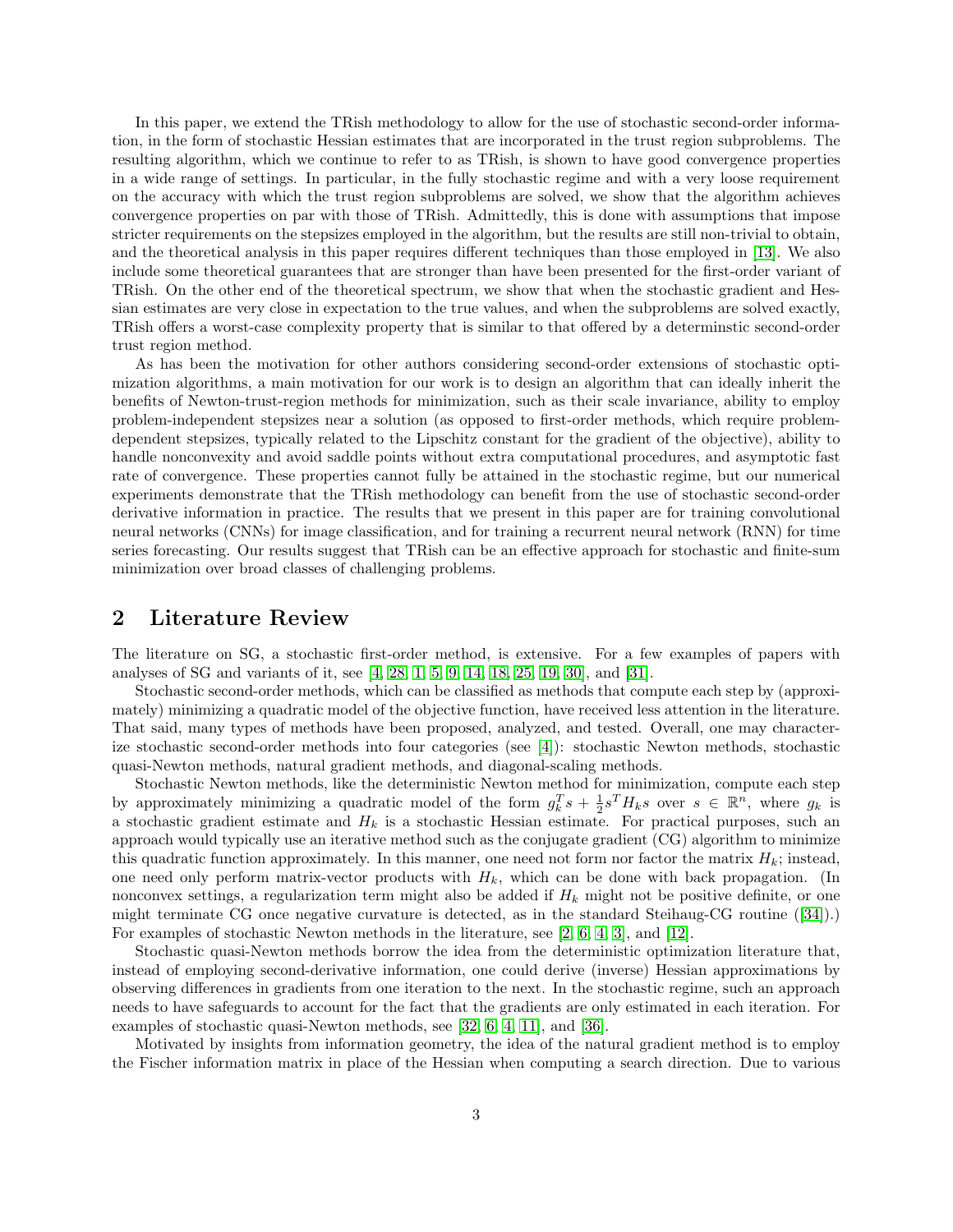In this paper, we extend the TRish methodology to allow for the use of stochastic second-order information, in the form of stochastic Hessian estimates that are incorporated in the trust region subproblems. The resulting algorithm, which we continue to refer to as TRish, is shown to have good convergence properties in a wide range of settings. In particular, in the fully stochastic regime and with a very loose requirement on the accuracy with which the trust region subproblems are solved, we show that the algorithm achieves convergence properties on par with those of TRish. Admittedly, this is done with assumptions that impose stricter requirements on the stepsizes employed in the algorithm, but the results are still non-trivial to obtain, and the theoretical analysis in this paper requires different techniques than those employed in [13]. We also include some theoretical guarantees that are stronger than have been presented for the first-order variant of TRish. On the other end of the theoretical spectrum, we show that when the stochastic gradient and Hessian estimates are very close in expectation to the true values, and when the subproblems are solved exactly, TRish offers a worst-case complexity property that is similar to that offered by a determinstic second-order trust region method.

As has been the motivation for other authors considering second-order extensions of stochastic optimization algorithms, a main motivation for our work is to design an algorithm that can ideally inherit the benefits of Newton-trust-region methods for minimization, such as their scale invariance, ability to employ problem-independent stepsizes near a solution (as opposed to first-order methods, which require problem-dependent stepsizes, typically related to the Lipschitz constant for the gradient of the objective), ability to handle nonconvexity and avoid saddle points without extra computational procedures, and asymptotic fast rate of convergence. These properties cannot fully be attained in the stochastic regime, but our numerical experiments demonstrate that the TRish methodology can benefit from the use of stochastic second-order derivative information in practice. The results that we present in this paper are for training convolutional neural networks (CNNs) for image classification, and for training a recurrent neural network (RNN) for time series forecasting. Our results suggest that TRish can be an effective approach for stochastic and finite-sum minimization over broad classes of challenging problems.

## 2 Literature Review

The literature on SG, a stochastic first-order method, is extensive. For a few examples of papers with analyses of SG and variants of it, see [4, 28, 1, 5, 9, 14, 18, 25, 19, 30], and [31].

Stochastic second-order methods, which can be classified as methods that compute each step by (approximately) minimizing a quadratic model of the objective function, have received less attention in the literature. That said, many types of methods have been proposed, analyzed, and tested. Overall, one may characterize stochastic second-order methods into four categories (see [4]): stochastic Newton methods, stochastic quasi-Newton methods, natural gradient methods, and diagonal-scaling methods.

Stochastic Newton methods, like the deterministic Newton method for minimization, compute each step by approximately minimizing a quadratic model of the form $g_k^T s + \frac{1}{2}s^T H_k s$ over $s \in \mathbb{R}^n$, where $g_k$ is a stochastic gradient estimate and $H_k$ is a stochastic Hessian estimate. For practical purposes, such an approach would typically use an iterative method such as the conjugate gradient (CG) algorithm to minimize this quadratic function approximately. In this manner, one need not form nor factor the matrix $H_k$; instead, one need only perform matrix-vector products with $H_k$, which can be done with back propagation. (In nonconvex settings, a regularization term might also be added if $H_k$ might not be positive definite, or one might terminate CG once negative curvature is detected, as in the standard Steihaug-CG routine ([34]).) For examples of stochastic Newton methods in the literature, see [2, 6, 4, 3], and [12].

Stochastic quasi-Newton methods borrow the idea from the deterministic optimization literature that, instead of employing second-derivative information, one could derive (inverse) Hessian approximations by observing differences in gradients from one iteration to the next. In the stochastic regime, such an approach needs to have safeguards to account for the fact that the gradients are only estimated in each iteration. For examples of stochastic quasi-Newton methods, see [32, 6, 4, 11], and [36].

Motivated by insights from information geometry, the idea of the natural gradient method is to employ the Fischer information matrix in place of the Hessian when computing a search direction. Due to various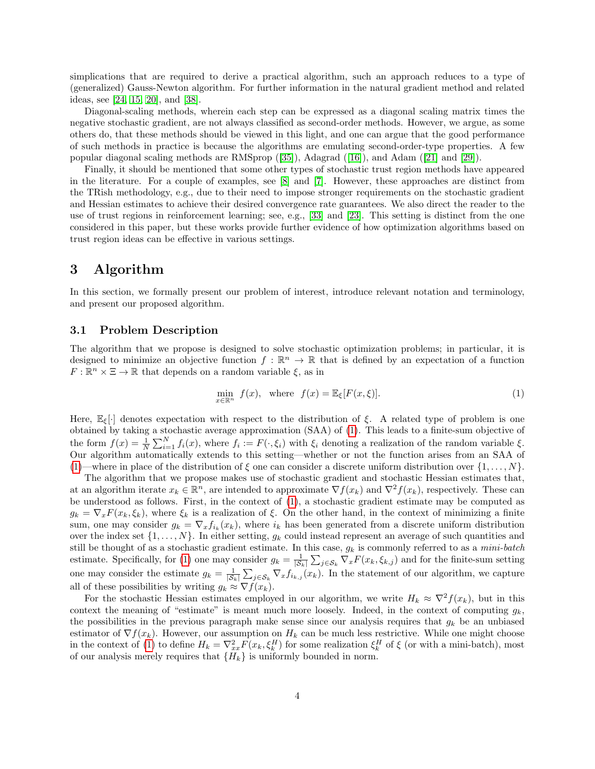simplications that are required to derive a practical algorithm, such an approach reduces to a type of (generalized) Gauss-Newton algorithm. For further information in the natural gradient method and related ideas, see [24, 15, 20], and [38].

Diagonal-scaling methods, wherein each step can be expressed as a diagonal scaling matrix times the negative stochastic gradient, are not always classified as second-order methods. However, we argue, as some others do, that these methods should be viewed in this light, and one can argue that the good performance of such methods in practice is because the algorithms are emulating second-order-type properties. A few popular diagonal scaling methods are RMSprop ([35]), Adagrad ([16]), and Adam ([21] and [29]).

Finally, it should be mentioned that some other types of stochastic trust region methods have appeared in the literature. For a couple of examples, see [8] and [7]. However, these approaches are distinct from the TRish methodology, e.g., due to their need to impose stronger requirements on the stochastic gradient and Hessian estimates to achieve their desired convergence rate guarantees. We also direct the reader to the use of trust regions in reinforcement learning; see, e.g., [33] and [23]. This setting is distinct from the one considered in this paper, but these works provide further evidence of how optimization algorithms based on trust region ideas can be effective in various settings.

# 3 Algorithm

In this section, we formally present our problem of interest, introduce relevant notation and terminology, and present our proposed algorithm.

## 3.1 Problem Description

The algorithm that we propose is designed to solve stochastic optimization problems; in particular, it is designed to minimize an objective function $f : \mathbb{R}^n \to \mathbb{R}$ that is defined by an expectation of a function $F : \mathbb{R}^n \times \Xi \to \mathbb{R}$ that depends on a random variable $\xi$, as in

$$\min_{x \in \mathbb{R}^n} \; f(x), \quad \text{where} \;\; f(x) = \mathbb{E}_\xi[F(x, \xi)]. \tag{1}$$

Here, $\mathbb{E}_\xi[\cdot]$ denotes expectation with respect to the distribution of $\xi$. A related type of problem is one obtained by taking a stochastic average approximation (SAA) of (1). This leads to a finite-sum objective of the form $f(x) = \frac{1}{N}\sum_{i=1}^N f_i(x)$, where $f_i := F(\cdot, \xi_i)$ with $\xi_i$ denoting a realization of the random variable $\xi$. Our algorithm automatically extends to this setting—whether or not the function arises from an SAA of (1)—where in place of the distribution of $\xi$ one can consider a discrete uniform distribution over $\{1, \dots, N\}$.

The algorithm that we propose makes use of stochastic gradient and stochastic Hessian estimates that, at an algorithm iterate $x_k \in \mathbb{R}^n$, are intended to approximate $\nabla f(x_k)$ and $\nabla^2 f(x_k)$, respectively. These can be understood as follows. First, in the context of (1), a stochastic gradient estimate may be computed as $g_k = \nabla_x F(x_k, \xi_k)$, where $\xi_k$ is a realization of $\xi$. On the other hand, in the context of minimizing a finite sum, one may consider $g_k = \nabla_x f_{i_k}(x_k)$, where $i_k$ has been generated from a discrete uniform distribution over the index set $\{1, \dots, N\}$. In either setting, $g_k$ could instead represent an average of such quantities and still be thought of as a stochastic gradient estimate. In this case, $g_k$ is commonly referred to as a *mini-batch* estimate. Specifically, for (1) one may consider $g_k = \frac{1}{|\mathcal{S}_k|}\sum_{j \in \mathcal{S}_k} \nabla_x F(x_k, \xi_{k,j})$ and for the finite-sum setting one may consider the estimate $g_k = \frac{1}{|\mathcal{S}_k|}\sum_{j \in \mathcal{S}_k} \nabla_x f_{i_{k,j}}(x_k)$. In the statement of our algorithm, we capture all of these possibilities by writing $g_k \approx \nabla f(x_k)$.

For the stochastic Hessian estimates employed in our algorithm, we write $H_k \approx \nabla^2 f(x_k)$, but in this context the meaning of "estimate" is meant much more loosely. Indeed, in the context of computing $g_k$, the possibilities in the previous paragraph make sense since our analysis requires that $g_k$ be an unbiased estimator of $\nabla f(x_k)$. However, our assumption on $H_k$ can be much less restrictive. While one might choose in the context of (1) to define $H_k = \nabla^2_{xx} F(x_k, \xi_k^H)$ for some realization $\xi_k^H$ of $\xi$ (or with a mini-batch), most of our analysis merely requires that $\{H_k\}$ is uniformly bounded in norm.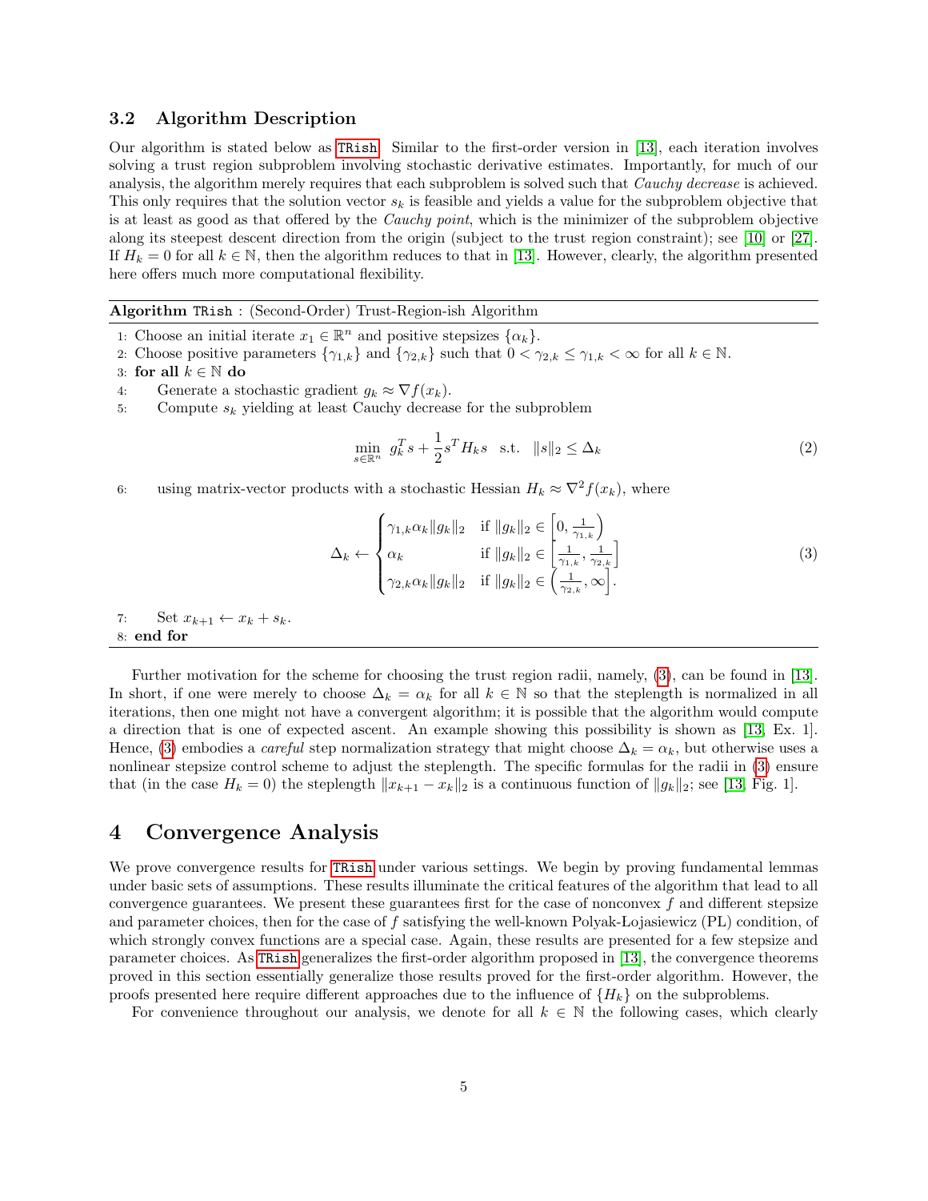### 3.2 Algorithm Description

Our algorithm is stated below as TRish. Similar to the first-order version in [13], each iteration involves solving a trust region subproblem involving stochastic derivative estimates. Importantly, for much of our analysis, the algorithm merely requires that each subproblem is solved such that *Cauchy decrease* is achieved. This only requires that the solution vector $s_k$ is feasible and yields a value for the subproblem objective that is at least as good as that offered by the *Cauchy point*, which is the minimizer of the subproblem objective along its steepest descent direction from the origin (subject to the trust region constraint); see [10] or [27]. If $H_k = 0$ for all $k \in \mathbb{N}$, then the algorithm reduces to that in [13]. However, clearly, the algorithm presented here offers much more computational flexibility.

---

**Algorithm TRish** : (Second-Order) Trust-Region-ish Algorithm

1: Choose an initial iterate $x_1 \in \mathbb{R}^n$ and positive stepsizes $\{\alpha_k\}$.
2: Choose positive parameters $\{\gamma_{1,k}\}$ and $\{\gamma_{2,k}\}$ such that $0 < \gamma_{2,k} \leq \gamma_{1,k} < \infty$ for all $k \in \mathbb{N}$.
3: **for all** $k \in \mathbb{N}$ **do**
4: Generate a stochastic gradient $g_k \approx \nabla f(x_k)$.
5: Compute $s_k$ yielding at least Cauchy decrease for the subproblem

$$\min_{s \in \mathbb{R}^n} \; g_k^T s + \frac{1}{2} s^T H_k s \quad \text{s.t.} \quad \|s\|_2 \leq \Delta_k \tag{2}$$

6: using matrix-vector products with a stochastic Hessian $H_k \approx \nabla^2 f(x_k)$, where

$$\Delta_k \leftarrow \begin{cases} \gamma_{1,k}\alpha_k \|g_k\|_2 & \text{if } \|g_k\|_2 \in \left[0, \frac{1}{\gamma_{1,k}}\right) \\ \alpha_k & \text{if } \|g_k\|_2 \in \left[\frac{1}{\gamma_{1,k}}, \frac{1}{\gamma_{2,k}}\right] \\ \gamma_{2,k}\alpha_k \|g_k\|_2 & \text{if } \|g_k\|_2 \in \left(\frac{1}{\gamma_{2,k}}, \infty\right]. \end{cases} \tag{3}$$

7: Set $x_{k+1} \leftarrow x_k + s_k$.
8: **end for**

---

Further motivation for the scheme for choosing the trust region radii, namely, (3), can be found in [13]. In short, if one were merely to choose $\Delta_k = \alpha_k$ for all $k \in \mathbb{N}$ so that the steplength is normalized in all iterations, then one might not have a convergent algorithm; it is possible that the algorithm would compute a direction that is one of expected ascent. An example showing this possibility is shown as [13, Ex. 1]. Hence, (3) embodies a *careful* step normalization strategy that might choose $\Delta_k = \alpha_k$, but otherwise uses a nonlinear stepsize control scheme to adjust the steplength. The specific formulas for the radii in (3) ensure that (in the case $H_k = 0$) the steplength $\|x_{k+1} - x_k\|_2$ is a continuous function of $\|g_k\|_2$; see [13, Fig. 1].

# 4 Convergence Analysis

We prove convergence results for TRish under various settings. We begin by proving fundamental lemmas under basic sets of assumptions. These results illuminate the critical features of the algorithm that lead to all convergence guarantees. We present these guarantees first for the case of nonconvex $f$ and different stepsize and parameter choices, then for the case of $f$ satisfying the well-known Polyak-Lojasiewicz (PL) condition, of which strongly convex functions are a special case. Again, these results are presented for a few stepsize and parameter choices. As TRish generalizes the first-order algorithm proposed in [13], the convergence theorems proved in this section essentially generalize those results proved for the first-order algorithm. However, the proofs presented here require different approaches due to the influence of $\{H_k\}$ on the subproblems.

For convenience throughout our analysis, we denote for all $k \in \mathbb{N}$ the following cases, which clearly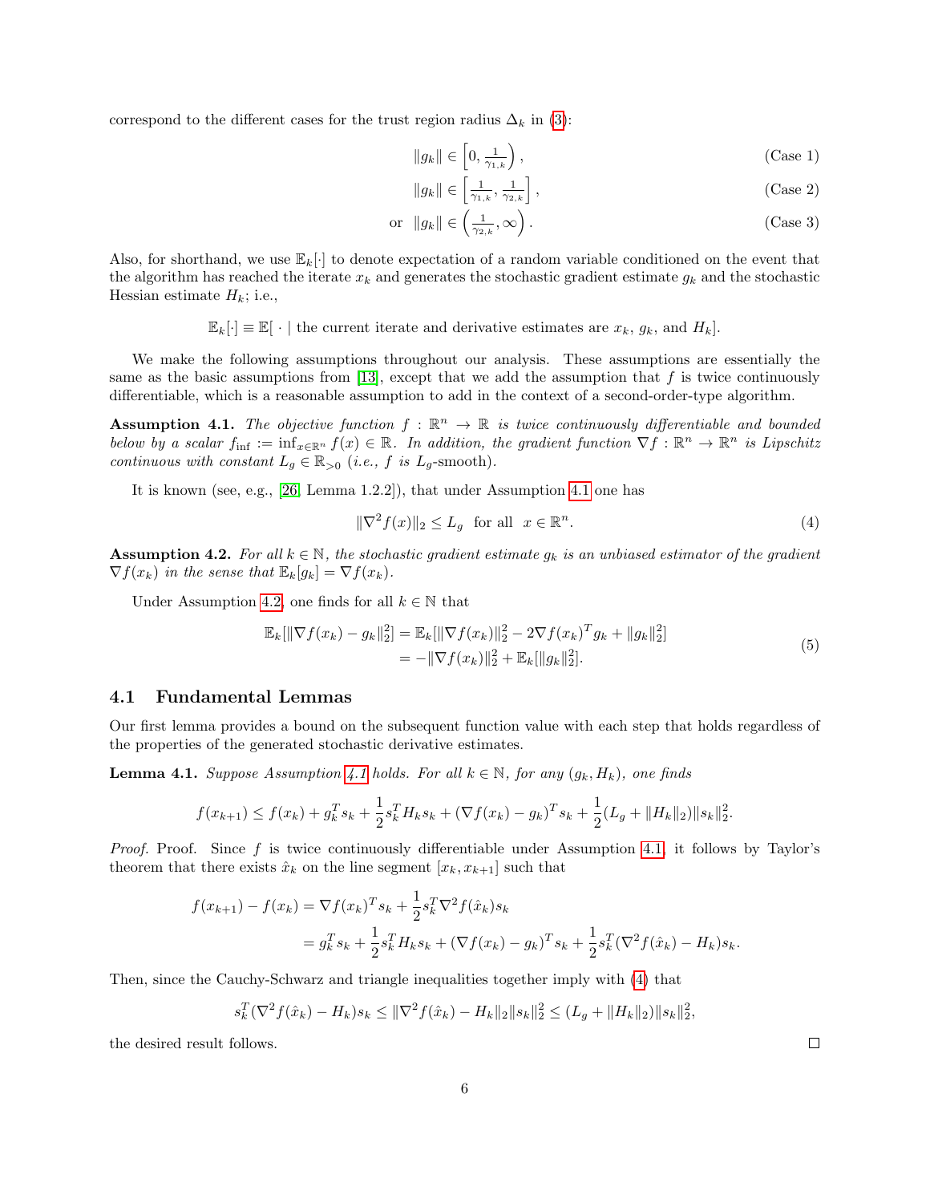correspond to the different cases for the trust region radius $\Delta_k$ in (3):

$$\|g_k\| \in \left[0, \tfrac{1}{\gamma_{1,k}}\right), \tag{Case 1}$$

$$\|g_k\| \in \left[\tfrac{1}{\gamma_{1,k}}, \tfrac{1}{\gamma_{2,k}}\right], \tag{Case 2}$$

$$\text{or } \|g_k\| \in \left(\tfrac{1}{\gamma_{2,k}}, \infty\right). \tag{Case 3}$$

Also, for shorthand, we use $\mathbb{E}_k[\cdot]$ to denote expectation of a random variable conditioned on the event that the algorithm has reached the iterate $x_k$ and generates the stochastic gradient estimate $g_k$ and the stochastic Hessian estimate $H_k$; i.e.,

$$\mathbb{E}_k[\cdot] \equiv \mathbb{E}[\,\cdot \mid \text{the current iterate and derivative estimates are } x_k,\ g_k, \text{ and } H_k].$$

We make the following assumptions throughout our analysis. These assumptions are essentially the same as the basic assumptions from [13], except that we add the assumption that $f$ is twice continuously differentiable, which is a reasonable assumption to add in the context of a second-order-type algorithm.

**Assumption 4.1.** *The objective function $f : \mathbb{R}^n \to \mathbb{R}$ is twice continuously differentiable and bounded below by a scalar $f_{\inf} := \inf_{x\in\mathbb{R}^n} f(x) \in \mathbb{R}$. In addition, the gradient function $\nabla f : \mathbb{R}^n \to \mathbb{R}^n$ is Lipschitz continuous with constant $L_g \in \mathbb{R}_{>0}$ (i.e., $f$ is $L_g$-smooth).*

It is known (see, e.g., [26, Lemma 1.2.2]), that under Assumption 4.1 one has

$$\|\nabla^2 f(x)\|_2 \le L_g \quad \text{for all} \quad x \in \mathbb{R}^n. \tag{4}$$

**Assumption 4.2.** *For all $k \in \mathbb{N}$, the stochastic gradient estimate $g_k$ is an unbiased estimator of the gradient $\nabla f(x_k)$ in the sense that $\mathbb{E}_k[g_k] = \nabla f(x_k)$.*

Under Assumption 4.2, one finds for all $k \in \mathbb{N}$ that

$$\begin{aligned}\mathbb{E}_k[\|\nabla f(x_k) - g_k\|_2^2] &= \mathbb{E}_k[\|\nabla f(x_k)\|_2^2 - 2\nabla f(x_k)^T g_k + \|g_k\|_2^2] \\ &= -\|\nabla f(x_k)\|_2^2 + \mathbb{E}_k[\|g_k\|_2^2].\end{aligned} \tag{5}$$

## 4.1 Fundamental Lemmas

Our first lemma provides a bound on the subsequent function value with each step that holds regardless of the properties of the generated stochastic derivative estimates.

**Lemma 4.1.** *Suppose Assumption 4.1 holds. For all $k \in \mathbb{N}$, for any $(g_k, H_k)$, one finds*

$$f(x_{k+1}) \le f(x_k) + g_k^T s_k + \frac{1}{2} s_k^T H_k s_k + (\nabla f(x_k) - g_k)^T s_k + \frac{1}{2}(L_g + \|H_k\|_2)\|s_k\|_2^2.$$

*Proof.* Proof. Since $f$ is twice continuously differentiable under Assumption 4.1, it follows by Taylor's theorem that there exists $\hat{x}_k$ on the line segment $[x_k, x_{k+1}]$ such that

$$\begin{aligned}f(x_{k+1}) - f(x_k) &= \nabla f(x_k)^T s_k + \frac{1}{2} s_k^T \nabla^2 f(\hat{x}_k) s_k \\ &= g_k^T s_k + \frac{1}{2} s_k^T H_k s_k + (\nabla f(x_k) - g_k)^T s_k + \frac{1}{2} s_k^T (\nabla^2 f(\hat{x}_k) - H_k) s_k.\end{aligned}$$

Then, since the Cauchy-Schwarz and triangle inequalities together imply with (4) that

$$s_k^T(\nabla^2 f(\hat{x}_k) - H_k)s_k \le \|\nabla^2 f(\hat{x}_k) - H_k\|_2 \|s_k\|_2^2 \le (L_g + \|H_k\|_2)\|s_k\|_2^2,$$

the desired result follows. □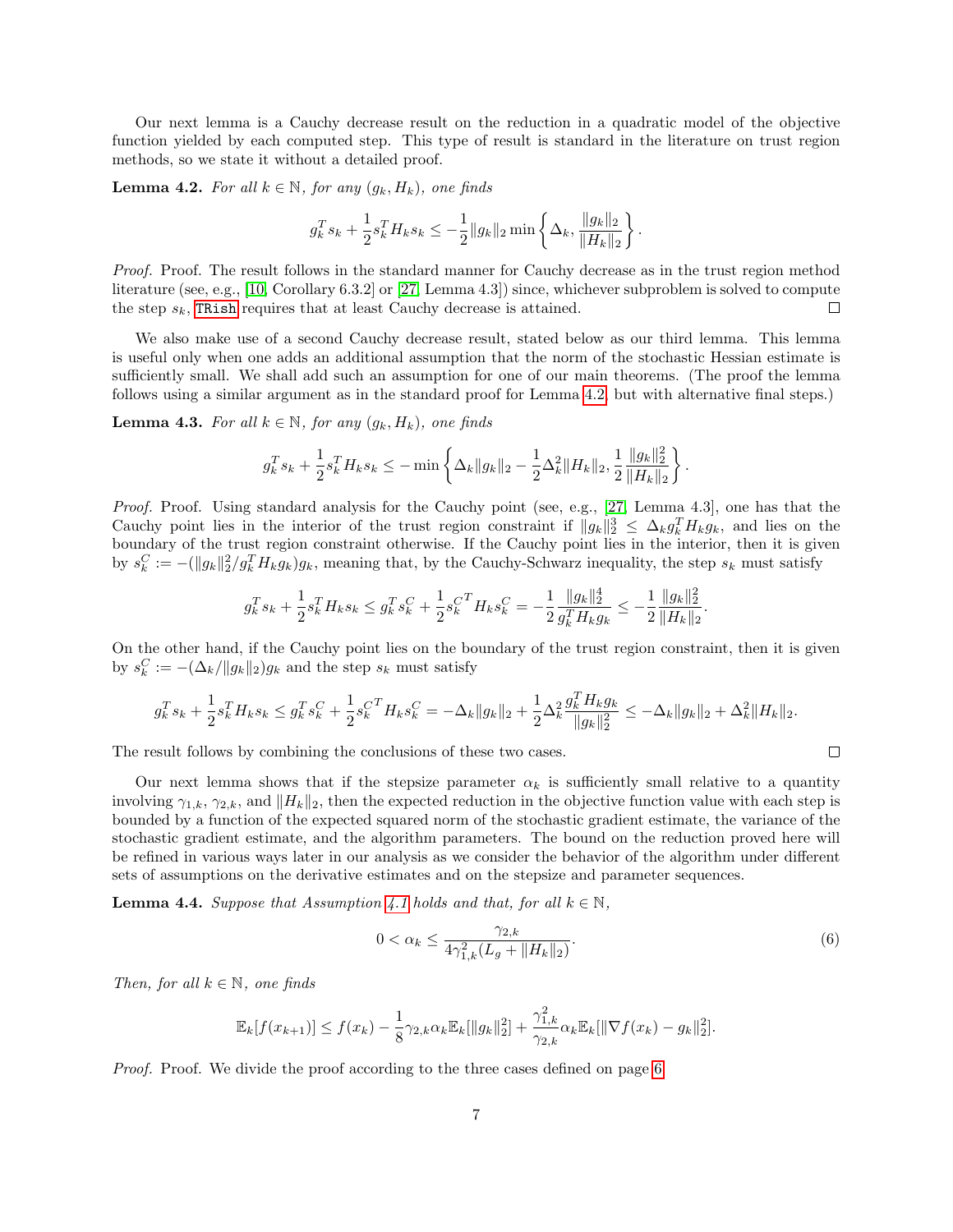Our next lemma is a Cauchy decrease result on the reduction in a quadratic model of the objective function yielded by each computed step. This type of result is standard in the literature on trust region methods, so we state it without a detailed proof.

**Lemma 4.2.** *For all $k \in \mathbb{N}$, for any $(g_k, H_k)$, one finds*

$$g_k^T s_k + \frac{1}{2} s_k^T H_k s_k \leq -\frac{1}{2}\|g_k\|_2 \min\left\{\Delta_k, \frac{\|g_k\|_2}{\|H_k\|_2}\right\}.$$

*Proof.* Proof. The result follows in the standard manner for Cauchy decrease as in the trust region method literature (see, e.g., [10, Corollary 6.3.2] or [27, Lemma 4.3]) since, whichever subproblem is solved to compute the step $s_k$, TRish requires that at least Cauchy decrease is attained. □

We also make use of a second Cauchy decrease result, stated below as our third lemma. This lemma is useful only when one adds an additional assumption that the norm of the stochastic Hessian estimate is sufficiently small. We shall add such an assumption for one of our main theorems. (The proof the lemma follows using a similar argument as in the standard proof for Lemma 4.2, but with alternative final steps.)

**Lemma 4.3.** *For all $k \in \mathbb{N}$, for any $(g_k, H_k)$, one finds*

$$g_k^T s_k + \frac{1}{2} s_k^T H_k s_k \leq -\min\left\{\Delta_k\|g_k\|_2 - \frac{1}{2}\Delta_k^2\|H_k\|_2, \frac{1}{2}\frac{\|g_k\|_2^2}{\|H_k\|_2}\right\}.$$

*Proof.* Proof. Using standard analysis for the Cauchy point (see, e.g., [27, Lemma 4.3], one has that the Cauchy point lies in the interior of the trust region constraint if $\|g_k\|_2^3 \leq \Delta_k g_k^T H_k g_k$, and lies on the boundary of the trust region constraint otherwise. If the Cauchy point lies in the interior, then it is given by $s_k^C := -(\|g_k\|_2^2 / g_k^T H_k g_k) g_k$, meaning that, by the Cauchy-Schwarz inequality, the step $s_k$ must satisfy

$$g_k^T s_k + \frac{1}{2} s_k^T H_k s_k \leq g_k^T s_k^C + \frac{1}{2} {s_k^C}^T H_k s_k^C = -\frac{1}{2}\frac{\|g_k\|_2^4}{g_k^T H_k g_k} \leq -\frac{1}{2}\frac{\|g_k\|_2^2}{\|H_k\|_2}.$$

On the other hand, if the Cauchy point lies on the boundary of the trust region constraint, then it is given by $s_k^C := -(\Delta_k / \|g_k\|_2) g_k$ and the step $s_k$ must satisfy

$$g_k^T s_k + \frac{1}{2} s_k^T H_k s_k \leq g_k^T s_k^C + \frac{1}{2} {s_k^C}^T H_k s_k^C = -\Delta_k\|g_k\|_2 + \frac{1}{2}\Delta_k^2 \frac{g_k^T H_k g_k}{\|g_k\|_2^2} \leq -\Delta_k\|g_k\|_2 + \Delta_k^2\|H_k\|_2.$$

The result follows by combining the conclusions of these two cases. □

Our next lemma shows that if the stepsize parameter $\alpha_k$ is sufficiently small relative to a quantity involving $\gamma_{1,k}$, $\gamma_{2,k}$, and $\|H_k\|_2$, then the expected reduction in the objective function value with each step is bounded by a function of the expected squared norm of the stochastic gradient estimate, the variance of the stochastic gradient estimate, and the algorithm parameters. The bound on the reduction proved here will be refined in various ways later in our analysis as we consider the behavior of the algorithm under different sets of assumptions on the derivative estimates and on the stepsize and parameter sequences.

**Lemma 4.4.** *Suppose that Assumption 4.1 holds and that, for all $k \in \mathbb{N}$,*

$$0 < \alpha_k \leq \frac{\gamma_{2,k}}{4\gamma_{1,k}^2(L_g + \|H_k\|_2)}. \tag{6}$$

*Then, for all $k \in \mathbb{N}$, one finds*

$$\mathbb{E}_k[f(x_{k+1})] \leq f(x_k) - \frac{1}{8}\gamma_{2,k}\alpha_k\mathbb{E}_k[\|g_k\|_2^2] + \frac{\gamma_{1,k}^2}{\gamma_{2,k}}\alpha_k\mathbb{E}_k[\|\nabla f(x_k) - g_k\|_2^2].$$

*Proof.* Proof. We divide the proof according to the three cases defined on page 6.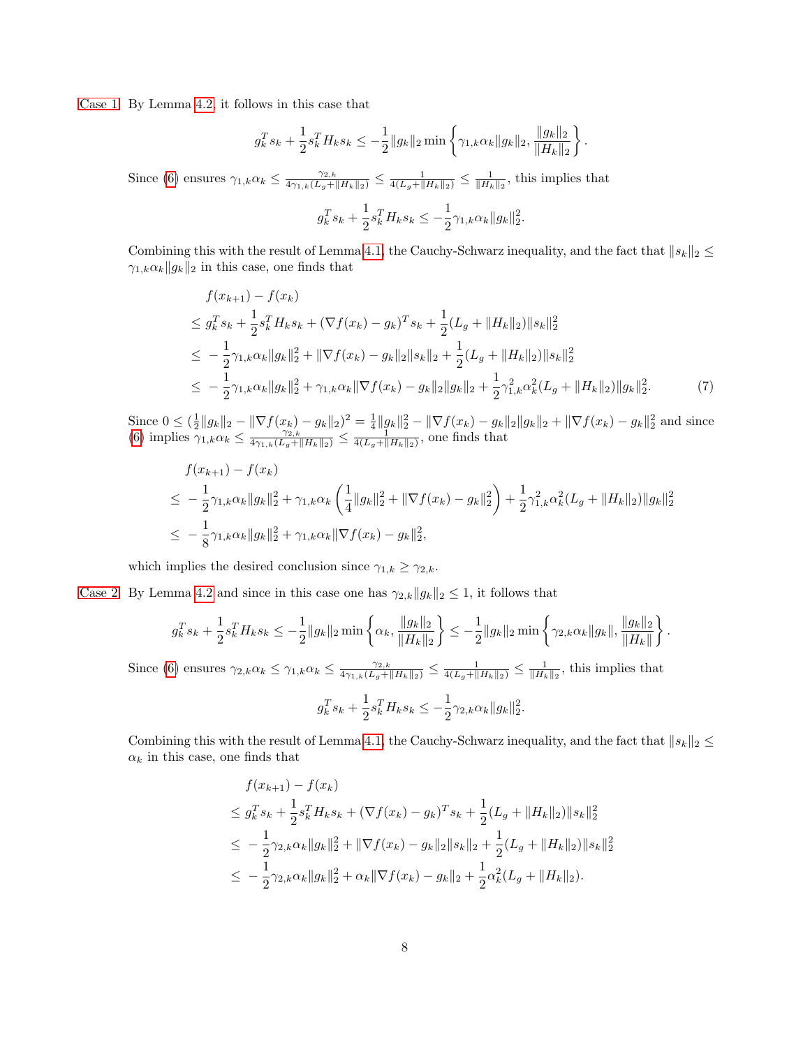Case 1 By Lemma 4.2, it follows in this case that

$$g_k^T s_k + \frac{1}{2} s_k^T H_k s_k \le -\frac{1}{2}\|g_k\|_2 \min\left\{\gamma_{1,k}\alpha_k\|g_k\|_2, \frac{\|g_k\|_2}{\|H_k\|_2}\right\}.$$

Since (6) ensures $\gamma_{1,k}\alpha_k \le \frac{\gamma_{2,k}}{4\gamma_{1,k}(L_g+\|H_k\|_2)} \le \frac{1}{4(L_g+\|H_k\|_2)} \le \frac{1}{\|H_k\|_2}$, this implies that

$$g_k^T s_k + \frac{1}{2} s_k^T H_k s_k \le -\frac{1}{2}\gamma_{1,k}\alpha_k\|g_k\|_2^2.$$

Combining this with the result of Lemma 4.1, the Cauchy-Schwarz inequality, and the fact that $\|s_k\|_2 \le \gamma_{1,k}\alpha_k\|g_k\|_2$ in this case, one finds that

$$\begin{aligned}
&f(x_{k+1}) - f(x_k) \\
&\le g_k^T s_k + \frac{1}{2}s_k^T H_k s_k + (\nabla f(x_k) - g_k)^T s_k + \frac{1}{2}(L_g + \|H_k\|_2)\|s_k\|_2^2 \\
&\le -\frac{1}{2}\gamma_{1,k}\alpha_k\|g_k\|_2^2 + \|\nabla f(x_k) - g_k\|_2\|s_k\|_2 + \frac{1}{2}(L_g + \|H_k\|_2)\|s_k\|_2^2 \\
&\le -\frac{1}{2}\gamma_{1,k}\alpha_k\|g_k\|_2^2 + \gamma_{1,k}\alpha_k\|\nabla f(x_k) - g_k\|_2\|g_k\|_2 + \frac{1}{2}\gamma_{1,k}^2\alpha_k^2(L_g + \|H_k\|_2)\|g_k\|_2^2. \qquad (7)
\end{aligned}$$

Since $0 \le (\frac{1}{2}\|g_k\|_2 - \|\nabla f(x_k) - g_k\|_2)^2 = \frac{1}{4}\|g_k\|_2^2 - \|\nabla f(x_k) - g_k\|_2\|g_k\|_2 + \|\nabla f(x_k) - g_k\|_2^2$ and since (6) implies $\gamma_{1,k}\alpha_k \le \frac{\gamma_{2,k}}{4\gamma_{1,k}(L_g+\|H_k\|_2)} \le \frac{1}{4(L_g+\|H_k\|_2)}$, one finds that

$$\begin{aligned}
&f(x_{k+1}) - f(x_k) \\
&\le -\frac{1}{2}\gamma_{1,k}\alpha_k\|g_k\|_2^2 + \gamma_{1,k}\alpha_k\left(\frac{1}{4}\|g_k\|_2^2 + \|\nabla f(x_k) - g_k\|_2^2\right) + \frac{1}{2}\gamma_{1,k}^2\alpha_k^2(L_g + \|H_k\|_2)\|g_k\|_2^2 \\
&\le -\frac{1}{8}\gamma_{1,k}\alpha_k\|g_k\|_2^2 + \gamma_{1,k}\alpha_k\|\nabla f(x_k) - g_k\|_2^2,
\end{aligned}$$

which implies the desired conclusion since $\gamma_{1,k} \ge \gamma_{2,k}$.

Case 2 By Lemma 4.2 and since in this case one has $\gamma_{2,k}\|g_k\|_2 \le 1$, it follows that

$$g_k^T s_k + \frac{1}{2}s_k^T H_k s_k \le -\frac{1}{2}\|g_k\|_2 \min\left\{\alpha_k, \frac{\|g_k\|_2}{\|H_k\|_2}\right\} \le -\frac{1}{2}\|g_k\|_2 \min\left\{\gamma_{2,k}\alpha_k\|g_k\|, \frac{\|g_k\|_2}{\|H_k\|}\right\}.$$

Since (6) ensures $\gamma_{2,k}\alpha_k \le \gamma_{1,k}\alpha_k \le \frac{\gamma_{2,k}}{4\gamma_{1,k}(L_g+\|H_k\|_2)} \le \frac{1}{4(L_g+\|H_k\|_2)} \le \frac{1}{\|H_k\|_2}$, this implies that

$$g_k^T s_k + \frac{1}{2}s_k^T H_k s_k \le -\frac{1}{2}\gamma_{2,k}\alpha_k\|g_k\|_2^2.$$

Combining this with the result of Lemma 4.1, the Cauchy-Schwarz inequality, and the fact that $\|s_k\|_2 \le \alpha_k$ in this case, one finds that

$$\begin{aligned}
&f(x_{k+1}) - f(x_k) \\
&\le g_k^T s_k + \frac{1}{2}s_k^T H_k s_k + (\nabla f(x_k) - g_k)^T s_k + \frac{1}{2}(L_g + \|H_k\|_2)\|s_k\|_2^2 \\
&\le -\frac{1}{2}\gamma_{2,k}\alpha_k\|g_k\|_2^2 + \|\nabla f(x_k) - g_k\|_2\|s_k\|_2 + \frac{1}{2}(L_g + \|H_k\|_2)\|s_k\|_2^2 \\
&\le -\frac{1}{2}\gamma_{2,k}\alpha_k\|g_k\|_2^2 + \alpha_k\|\nabla f(x_k) - g_k\|_2 + \frac{1}{2}\alpha_k^2(L_g + \|H_k\|_2).
\end{aligned}$$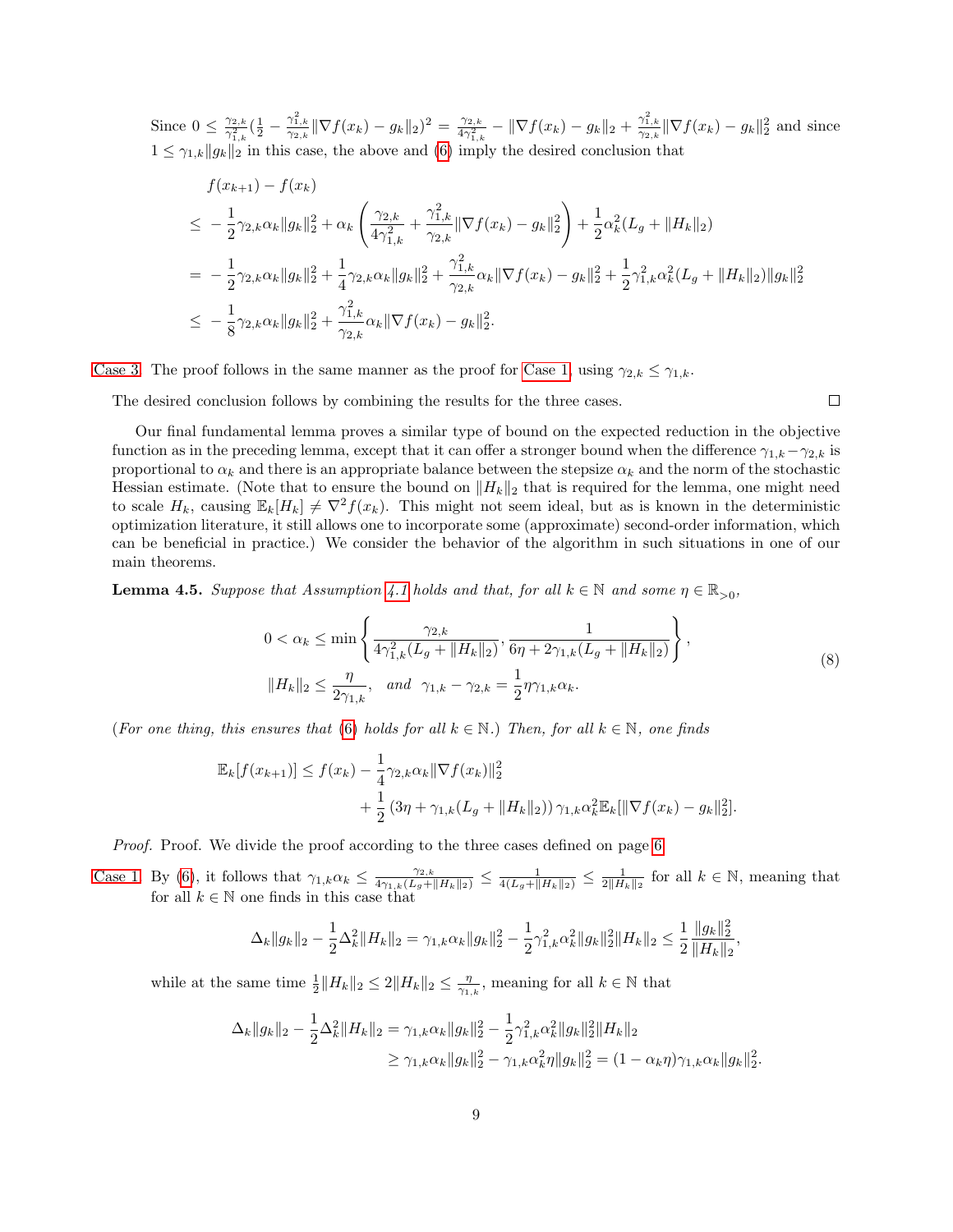Since $0 \leq \frac{\gamma_{2,k}}{\gamma_{1,k}^2}(\frac{1}{2} - \frac{\gamma_{1,k}^2}{\gamma_{2,k}}\|\nabla f(x_k) - g_k\|_2)^2 = \frac{\gamma_{2,k}}{4\gamma_{1,k}^2} - \|\nabla f(x_k) - g_k\|_2 + \frac{\gamma_{1,k}^2}{\gamma_{2,k}}\|\nabla f(x_k) - g_k\|_2^2$ and since $1 \leq \gamma_{1,k}\|g_k\|_2$ in this case, the above and (6) imply the desired conclusion that

$$
\begin{aligned}
&f(x_{k+1}) - f(x_k) \\
&\leq -\frac{1}{2}\gamma_{2,k}\alpha_k\|g_k\|_2^2 + \alpha_k\left(\frac{\gamma_{2,k}}{4\gamma_{1,k}^2} + \frac{\gamma_{1,k}^2}{\gamma_{2,k}}\|\nabla f(x_k) - g_k\|_2^2\right) + \frac{1}{2}\alpha_k^2(L_g + \|H_k\|_2) \\
&= -\frac{1}{2}\gamma_{2,k}\alpha_k\|g_k\|_2^2 + \frac{1}{4}\gamma_{2,k}\alpha_k\|g_k\|_2^2 + \frac{\gamma_{1,k}^2}{\gamma_{2,k}}\alpha_k\|\nabla f(x_k) - g_k\|_2^2 + \frac{1}{2}\gamma_{1,k}^2\alpha_k^2(L_g + \|H_k\|_2)\|g_k\|_2^2 \\
&\leq -\frac{1}{8}\gamma_{2,k}\alpha_k\|g_k\|_2^2 + \frac{\gamma_{1,k}^2}{\gamma_{2,k}}\alpha_k\|\nabla f(x_k) - g_k\|_2^2.
\end{aligned}
$$

Case 3 The proof follows in the same manner as the proof for Case 1, using $\gamma_{2,k} \leq \gamma_{1,k}$.

The desired conclusion follows by combining the results for the three cases. ◻

Our final fundamental lemma proves a similar type of bound on the expected reduction in the objective function as in the preceding lemma, except that it can offer a stronger bound when the difference $\gamma_{1,k} - \gamma_{2,k}$ is proportional to $\alpha_k$ and there is an appropriate balance between the stepsize $\alpha_k$ and the norm of the stochastic Hessian estimate. (Note that to ensure the bound on $\|H_k\|_2$ that is required for the lemma, one might need to scale $H_k$, causing $\mathbb{E}_k[H_k] \neq \nabla^2 f(x_k)$. This might not seem ideal, but as is known in the deterministic optimization literature, it still allows one to incorporate some (approximate) second-order information, which can be beneficial in practice.) We consider the behavior of the algorithm in such situations in one of our main theorems.

**Lemma 4.5.** *Suppose that Assumption 4.1 holds and that, for all $k \in \mathbb{N}$ and some $\eta \in \mathbb{R}_{>0}$,*

$$
\begin{aligned}
&0 < \alpha_k \leq \min\left\{\frac{\gamma_{2,k}}{4\gamma_{1,k}^2(L_g + \|H_k\|_2)}, \frac{1}{6\eta + 2\gamma_{1,k}(L_g + \|H_k\|_2)}\right\}, \\
&\|H_k\|_2 \leq \frac{\eta}{2\gamma_{1,k}}, \quad \text{and} \quad \gamma_{1,k} - \gamma_{2,k} = \frac{1}{2}\eta\gamma_{1,k}\alpha_k.
\end{aligned}
\tag{8}
$$

(*For one thing, this ensures that (6) holds for all $k \in \mathbb{N}$.*) *Then, for all $k \in \mathbb{N}$, one finds*

$$
\begin{aligned}
\mathbb{E}_k[f(x_{k+1})] \leq f(x_k) &- \frac{1}{4}\gamma_{2,k}\alpha_k\|\nabla f(x_k)\|_2^2 \\
&+ \frac{1}{2}\left(3\eta + \gamma_{1,k}(L_g + \|H_k\|_2)\right)\gamma_{1,k}\alpha_k^2\mathbb{E}_k[\|\nabla f(x_k) - g_k\|_2^2].
\end{aligned}
$$

*Proof.* Proof. We divide the proof according to the three cases defined on page 6.

Case 1 By (6), it follows that $\gamma_{1,k}\alpha_k \leq \frac{\gamma_{2,k}}{4\gamma_{1,k}(L_g + \|H_k\|_2)} \leq \frac{1}{4(L_g + \|H_k\|_2)} \leq \frac{1}{2\|H_k\|_2}$ for all $k \in \mathbb{N}$, meaning that for all $k \in \mathbb{N}$ one finds in this case that

$$
\Delta_k\|g_k\|_2 - \frac{1}{2}\Delta_k^2\|H_k\|_2 = \gamma_{1,k}\alpha_k\|g_k\|_2^2 - \frac{1}{2}\gamma_{1,k}^2\alpha_k^2\|g_k\|_2^2\|H_k\|_2 \leq \frac{1}{2}\frac{\|g_k\|_2^2}{\|H_k\|_2},
$$

while at the same time $\frac{1}{2}\|H_k\|_2 \leq 2\|H_k\|_2 \leq \frac{\eta}{\gamma_{1,k}}$, meaning for all $k \in \mathbb{N}$ that

$$
\begin{aligned}
\Delta_k\|g_k\|_2 - \frac{1}{2}\Delta_k^2\|H_k\|_2 &= \gamma_{1,k}\alpha_k\|g_k\|_2^2 - \frac{1}{2}\gamma_{1,k}^2\alpha_k^2\|g_k\|_2^2\|H_k\|_2 \\
&\geq \gamma_{1,k}\alpha_k\|g_k\|_2^2 - \gamma_{1,k}\alpha_k^2\eta\|g_k\|_2^2 = (1 - \alpha_k\eta)\gamma_{1,k}\alpha_k\|g_k\|_2^2.
\end{aligned}
$$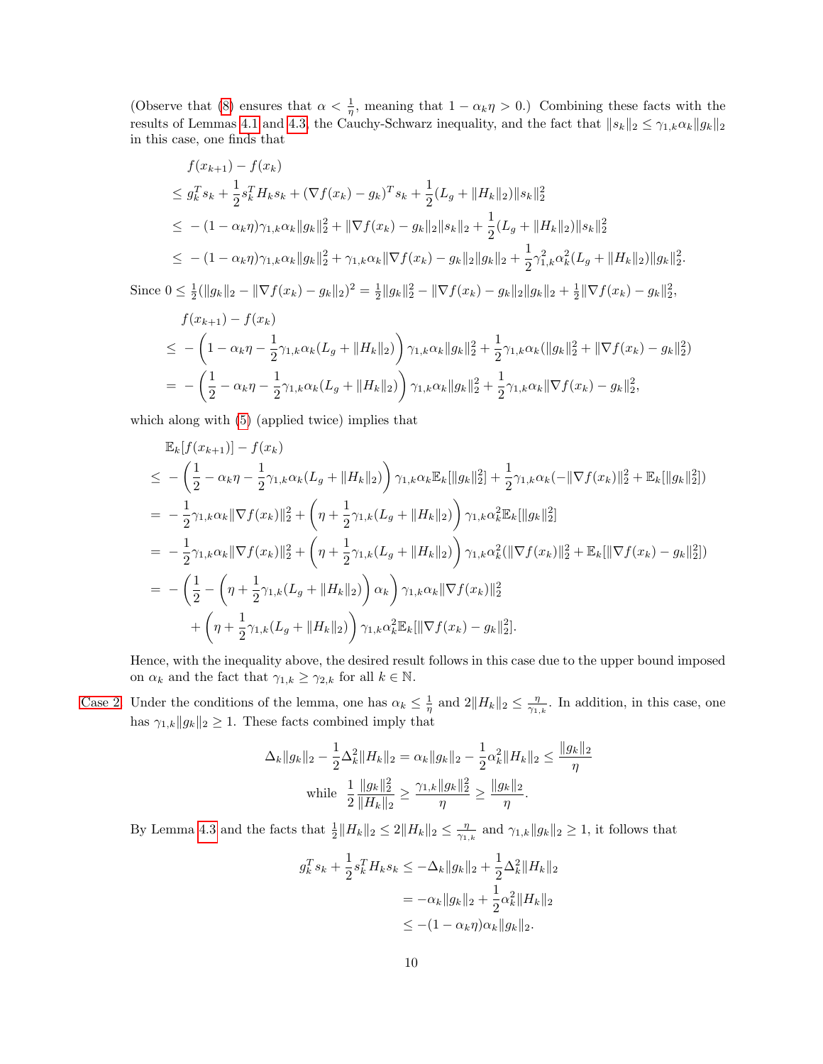(Observe that (8) ensures that $\alpha < \frac{1}{\eta}$, meaning that $1 - \alpha_k \eta > 0$.) Combining these facts with the results of Lemmas 4.1 and 4.3, the Cauchy-Schwarz inequality, and the fact that $\|s_k\|_2 \leq \gamma_{1,k}\alpha_k\|g_k\|_2$ in this case, one finds that

$$
\begin{aligned}
&f(x_{k+1}) - f(x_k) \\
&\leq g_k^T s_k + \frac{1}{2}s_k^T H_k s_k + (\nabla f(x_k) - g_k)^T s_k + \frac{1}{2}(L_g + \|H_k\|_2)\|s_k\|_2^2 \\
&\leq -(1 - \alpha_k\eta)\gamma_{1,k}\alpha_k\|g_k\|_2^2 + \|\nabla f(x_k) - g_k\|_2\|s_k\|_2 + \frac{1}{2}(L_g + \|H_k\|_2)\|s_k\|_2^2 \\
&\leq -(1 - \alpha_k\eta)\gamma_{1,k}\alpha_k\|g_k\|_2^2 + \gamma_{1,k}\alpha_k\|\nabla f(x_k) - g_k\|_2\|g_k\|_2 + \frac{1}{2}\gamma_{1,k}^2\alpha_k^2(L_g + \|H_k\|_2)\|g_k\|_2^2.
\end{aligned}
$$

Since $0 \leq \frac{1}{2}(\|g_k\|_2 - \|\nabla f(x_k) - g_k\|_2)^2 = \frac{1}{2}\|g_k\|_2^2 - \|\nabla f(x_k) - g_k\|_2\|g_k\|_2 + \frac{1}{2}\|\nabla f(x_k) - g_k\|_2^2$,

$$
\begin{aligned}
&f(x_{k+1}) - f(x_k) \\
&\leq -\left(1 - \alpha_k\eta - \frac{1}{2}\gamma_{1,k}\alpha_k(L_g + \|H_k\|_2)\right)\gamma_{1,k}\alpha_k\|g_k\|_2^2 + \frac{1}{2}\gamma_{1,k}\alpha_k(\|g_k\|_2^2 + \|\nabla f(x_k) - g_k\|_2^2) \\
&= -\left(\frac{1}{2} - \alpha_k\eta - \frac{1}{2}\gamma_{1,k}\alpha_k(L_g + \|H_k\|_2)\right)\gamma_{1,k}\alpha_k\|g_k\|_2^2 + \frac{1}{2}\gamma_{1,k}\alpha_k\|\nabla f(x_k) - g_k\|_2^2,
\end{aligned}
$$

which along with (5) (applied twice) implies that

$$
\begin{aligned}
&\mathbb{E}_k[f(x_{k+1})] - f(x_k) \\
&\leq -\left(\frac{1}{2} - \alpha_k\eta - \frac{1}{2}\gamma_{1,k}\alpha_k(L_g + \|H_k\|_2)\right)\gamma_{1,k}\alpha_k\mathbb{E}_k[\|g_k\|_2^2] + \frac{1}{2}\gamma_{1,k}\alpha_k(-\|\nabla f(x_k)\|_2^2 + \mathbb{E}_k[\|g_k\|_2^2]) \\
&= -\frac{1}{2}\gamma_{1,k}\alpha_k\|\nabla f(x_k)\|_2^2 + \left(\eta + \frac{1}{2}\gamma_{1,k}(L_g + \|H_k\|_2)\right)\gamma_{1,k}\alpha_k^2\mathbb{E}_k[\|g_k\|_2^2] \\
&= -\frac{1}{2}\gamma_{1,k}\alpha_k\|\nabla f(x_k)\|_2^2 + \left(\eta + \frac{1}{2}\gamma_{1,k}(L_g + \|H_k\|_2)\right)\gamma_{1,k}\alpha_k^2(\|\nabla f(x_k)\|_2^2 + \mathbb{E}_k[\|\nabla f(x_k) - g_k\|_2^2]) \\
&= -\left(\frac{1}{2} - \left(\eta + \frac{1}{2}\gamma_{1,k}(L_g + \|H_k\|_2)\right)\alpha_k\right)\gamma_{1,k}\alpha_k\|\nabla f(x_k)\|_2^2 \\
&\quad + \left(\eta + \frac{1}{2}\gamma_{1,k}(L_g + \|H_k\|_2)\right)\gamma_{1,k}\alpha_k^2\mathbb{E}_k[\|\nabla f(x_k) - g_k\|_2^2].
\end{aligned}
$$

Hence, with the inequality above, the desired result follows in this case due to the upper bound imposed on $\alpha_k$ and the fact that $\gamma_{1,k} \geq \gamma_{2,k}$ for all $k \in \mathbb{N}$.

**Case 2** Under the conditions of the lemma, one has $\alpha_k \leq \frac{1}{\eta}$ and $2\|H_k\|_2 \leq \frac{\eta}{\gamma_{1,k}}$. In addition, in this case, one has $\gamma_{1,k}\|g_k\|_2 \geq 1$. These facts combined imply that

$$
\Delta_k\|g_k\|_2 - \frac{1}{2}\Delta_k^2\|H_k\|_2 = \alpha_k\|g_k\|_2 - \frac{1}{2}\alpha_k^2\|H_k\|_2 \leq \frac{\|g_k\|_2}{\eta}
$$

$$
\text{while } \frac{1}{2}\frac{\|g_k\|_2^2}{\|H_k\|_2} \geq \frac{\gamma_{1,k}\|g_k\|_2^2}{\eta} \geq \frac{\|g_k\|_2}{\eta}.
$$

By Lemma 4.3 and the facts that $\frac{1}{2}\|H_k\|_2 \leq 2\|H_k\|_2 \leq \frac{\eta}{\gamma_{1,k}}$ and $\gamma_{1,k}\|g_k\|_2 \geq 1$, it follows that

$$
\begin{aligned}
g_k^T s_k + \frac{1}{2}s_k^T H_k s_k &\leq -\Delta_k\|g_k\|_2 + \frac{1}{2}\Delta_k^2\|H_k\|_2 \\
&= -\alpha_k\|g_k\|_2 + \frac{1}{2}\alpha_k^2\|H_k\|_2 \\
&\leq -(1 - \alpha_k\eta)\alpha_k\|g_k\|_2.
\end{aligned}
$$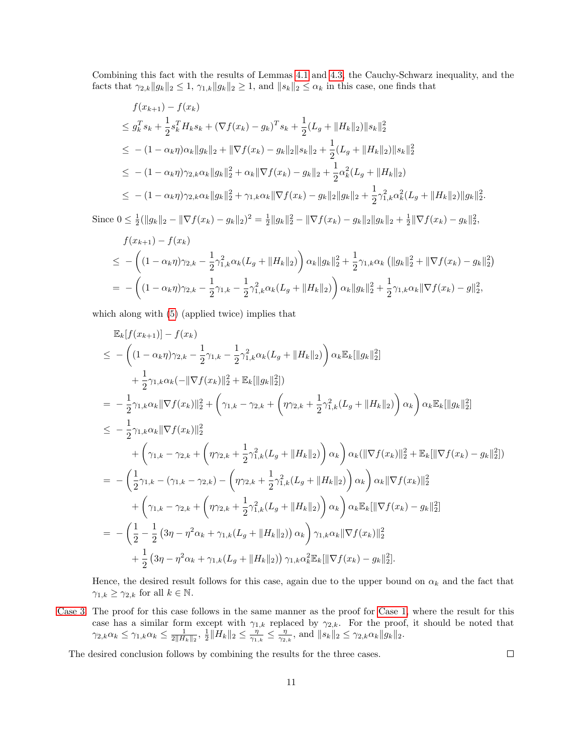Combining this fact with the results of Lemmas 4.1 and 4.3, the Cauchy-Schwarz inequality, and the facts that $\gamma_{2,k}\|g_k\|_2 \leq 1$, $\gamma_{1,k}\|g_k\|_2 \geq 1$, and $\|s_k\|_2 \leq \alpha_k$ in this case, one finds that

$$
\begin{aligned}
&f(x_{k+1}) - f(x_k) \\
&\leq g_k^T s_k + \frac{1}{2} s_k^T H_k s_k + (\nabla f(x_k) - g_k)^T s_k + \frac{1}{2}(L_g + \|H_k\|_2)\|s_k\|_2^2 \\
&\leq -(1-\alpha_k\eta)\alpha_k\|g_k\|_2 + \|\nabla f(x_k) - g_k\|_2\|s_k\|_2 + \frac{1}{2}(L_g + \|H_k\|_2)\|s_k\|_2^2 \\
&\leq -(1-\alpha_k\eta)\gamma_{2,k}\alpha_k\|g_k\|_2^2 + \alpha_k\|\nabla f(x_k) - g_k\|_2 + \frac{1}{2}\alpha_k^2(L_g + \|H_k\|_2) \\
&\leq -(1-\alpha_k\eta)\gamma_{2,k}\alpha_k\|g_k\|_2^2 + \gamma_{1,k}\alpha_k\|\nabla f(x_k) - g_k\|_2\|g_k\|_2 + \frac{1}{2}\gamma_{1,k}^2\alpha_k^2(L_g + \|H_k\|_2)\|g_k\|_2^2.
\end{aligned}
$$

Since $0 \leq \frac{1}{2}(\|g_k\|_2 - \|\nabla f(x_k) - g_k\|_2)^2 = \frac{1}{2}\|g_k\|_2^2 - \|\nabla f(x_k) - g_k\|_2\|g_k\|_2 + \frac{1}{2}\|\nabla f(x_k) - g_k\|_2^2$,

$$
\begin{aligned}
&f(x_{k+1}) - f(x_k) \\
&\leq -\left((1-\alpha_k\eta)\gamma_{2,k} - \frac{1}{2}\gamma_{1,k}^2\alpha_k(L_g + \|H_k\|_2)\right)\alpha_k\|g_k\|_2^2 + \frac{1}{2}\gamma_{1,k}\alpha_k\left(\|g_k\|_2^2 + \|\nabla f(x_k) - g_k\|_2^2\right) \\
&= -\left((1-\alpha_k\eta)\gamma_{2,k} - \frac{1}{2}\gamma_{1,k} - \frac{1}{2}\gamma_{1,k}^2\alpha_k(L_g + \|H_k\|_2)\right)\alpha_k\|g_k\|_2^2 + \frac{1}{2}\gamma_{1,k}\alpha_k\|\nabla f(x_k) - g\|_2^2,
\end{aligned}
$$

which along with (5) (applied twice) implies that

$$
\begin{aligned}
&\mathbb{E}_k[f(x_{k+1})] - f(x_k) \\
&\leq -\left((1-\alpha_k\eta)\gamma_{2,k} - \frac{1}{2}\gamma_{1,k} - \frac{1}{2}\gamma_{1,k}^2\alpha_k(L_g + \|H_k\|_2)\right)\alpha_k\mathbb{E}_k[\|g_k\|_2^2] \\
&\qquad + \frac{1}{2}\gamma_{1,k}\alpha_k(-\|\nabla f(x_k)\|_2^2 + \mathbb{E}_k[\|g_k\|_2^2]) \\
&= -\frac{1}{2}\gamma_{1,k}\alpha_k\|\nabla f(x_k)\|_2^2 + \left(\gamma_{1,k} - \gamma_{2,k} + \left(\eta\gamma_{2,k} + \frac{1}{2}\gamma_{1,k}^2(L_g + \|H_k\|_2)\right)\alpha_k\right)\alpha_k\mathbb{E}_k[\|g_k\|_2^2] \\
&\leq -\frac{1}{2}\gamma_{1,k}\alpha_k\|\nabla f(x_k)\|_2^2 \\
&\qquad + \left(\gamma_{1,k} - \gamma_{2,k} + \left(\eta\gamma_{2,k} + \frac{1}{2}\gamma_{1,k}^2(L_g + \|H_k\|_2)\right)\alpha_k\right)\alpha_k(\|\nabla f(x_k)\|_2^2 + \mathbb{E}_k[\|\nabla f(x_k) - g_k\|_2^2]) \\
&= -\left(\frac{1}{2}\gamma_{1,k} - (\gamma_{1,k} - \gamma_{2,k}) - \left(\eta\gamma_{2,k} + \frac{1}{2}\gamma_{1,k}^2(L_g + \|H_k\|_2)\right)\alpha_k\right)\alpha_k\|\nabla f(x_k)\|_2^2 \\
&\qquad + \left(\gamma_{1,k} - \gamma_{2,k} + \left(\eta\gamma_{2,k} + \frac{1}{2}\gamma_{1,k}^2(L_g + \|H_k\|_2)\right)\alpha_k\right)\alpha_k\mathbb{E}_k[\|\nabla f(x_k) - g_k\|_2^2] \\
&= -\left(\frac{1}{2} - \frac{1}{2}\left(3\eta - \eta^2\alpha_k + \gamma_{1,k}(L_g + \|H_k\|_2)\right)\alpha_k\right)\gamma_{1,k}\alpha_k\|\nabla f(x_k)\|_2^2 \\
&\qquad + \frac{1}{2}\left(3\eta - \eta^2\alpha_k + \gamma_{1,k}(L_g + \|H_k\|_2)\right)\gamma_{1,k}\alpha_k^2\mathbb{E}_k[\|\nabla f(x_k) - g_k\|_2^2].
\end{aligned}
$$

Hence, the desired result follows for this case, again due to the upper bound on $\alpha_k$ and the fact that $\gamma_{1,k} \geq \gamma_{2,k}$ for all $k \in \mathbb{N}$.

Case 3 The proof for this case follows in the same manner as the proof for Case 1, where the result for this case has a similar form except with $\gamma_{1,k}$ replaced by $\gamma_{2,k}$. For the proof, it should be noted that $\gamma_{2,k}\alpha_k \leq \gamma_{1,k}\alpha_k \leq \frac{1}{2\|H_k\|_2}$, $\frac{1}{2}\|H_k\|_2 \leq \frac{\eta}{\gamma_{1,k}} \leq \frac{\eta}{\gamma_{2,k}}$, and $\|s_k\|_2 \leq \gamma_{2,k}\alpha_k\|g_k\|_2$.

The desired conclusion follows by combining the results for the three cases. $\square$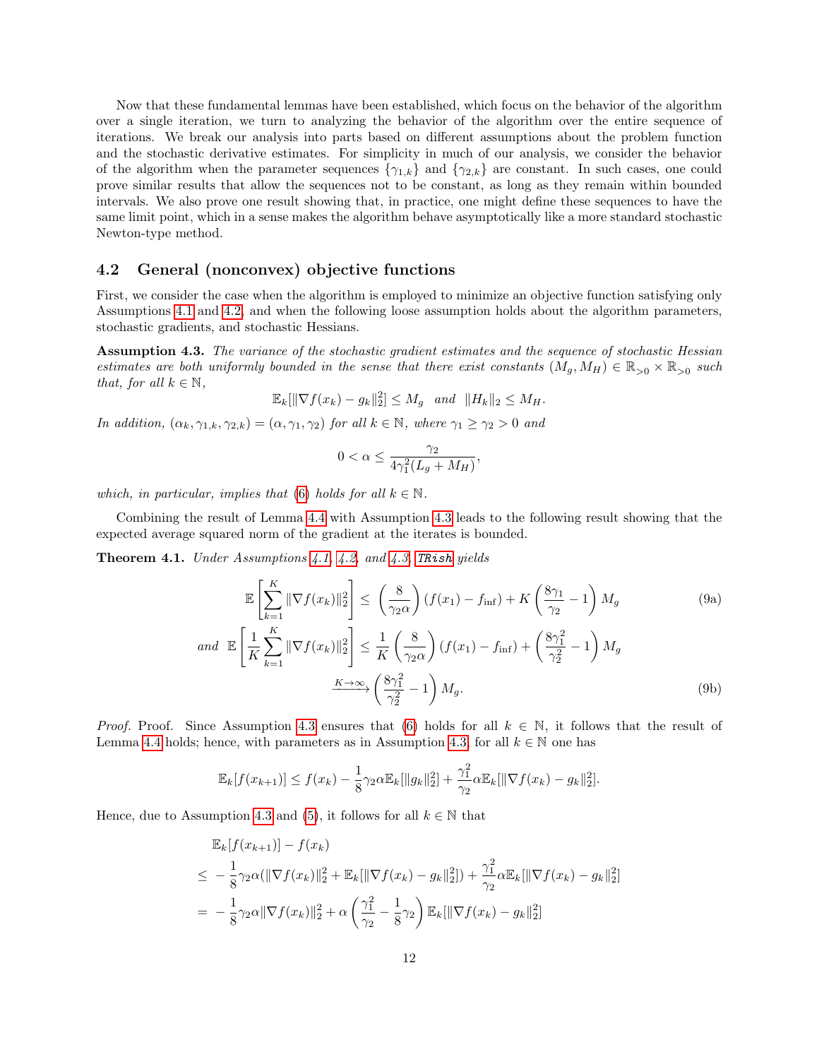Now that these fundamental lemmas have been established, which focus on the behavior of the algorithm over a single iteration, we turn to analyzing the behavior of the algorithm over the entire sequence of iterations. We break our analysis into parts based on different assumptions about the problem function and the stochastic derivative estimates. For simplicity in much of our analysis, we consider the behavior of the algorithm when the parameter sequences $\{\gamma_{1,k}\}$ and $\{\gamma_{2,k}\}$ are constant. In such cases, one could prove similar results that allow the sequences not to be constant, as long as they remain within bounded intervals. We also prove one result showing that, in practice, one might define these sequences to have the same limit point, which in a sense makes the algorithm behave asymptotically like a more standard stochastic Newton-type method.

## 4.2 General (nonconvex) objective functions

First, we consider the case when the algorithm is employed to minimize an objective function satisfying only Assumptions 4.1 and 4.2, and when the following loose assumption holds about the algorithm parameters, stochastic gradients, and stochastic Hessians.

**Assumption 4.3.** *The variance of the stochastic gradient estimates and the sequence of stochastic Hessian estimates are both uniformly bounded in the sense that there exist constants $(M_g, M_H) \in \mathbb{R}_{>0} \times \mathbb{R}_{>0}$ such that, for all $k \in \mathbb{N}$,*

$$\mathbb{E}_k[\|\nabla f(x_k) - g_k\|_2^2] \leq M_g \quad \text{and} \quad \|H_k\|_2 \leq M_H.$$

*In addition, $(\alpha_k, \gamma_{1,k}, \gamma_{2,k}) = (\alpha, \gamma_1, \gamma_2)$ for all $k \in \mathbb{N}$, where $\gamma_1 \geq \gamma_2 > 0$ and*

$$0 < \alpha \leq \frac{\gamma_2}{4\gamma_1^2(L_g + M_H)},$$

*which, in particular, implies that (6) holds for all $k \in \mathbb{N}$.*

Combining the result of Lemma 4.4 with Assumption 4.3 leads to the following result showing that the expected average squared norm of the gradient at the iterates is bounded.

**Theorem 4.1.** *Under Assumptions 4.1, 4.2, and 4.3, `TRish` yields*

$$\mathbb{E}\left[\sum_{k=1}^{K} \|\nabla f(x_k)\|_2^2\right] \leq \left(\frac{8}{\gamma_2 \alpha}\right)(f(x_1) - f_{\inf}) + K\left(\frac{8\gamma_1}{\gamma_2} - 1\right)M_g \tag{9a}$$

$$\text{and} \;\; \mathbb{E}\left[\frac{1}{K}\sum_{k=1}^{K} \|\nabla f(x_k)\|_2^2\right] \leq \frac{1}{K}\left(\frac{8}{\gamma_2 \alpha}\right)(f(x_1) - f_{\inf}) + \left(\frac{8\gamma_1^2}{\gamma_2^2} - 1\right)M_g$$
$$\xrightarrow{K\to\infty} \left(\frac{8\gamma_1^2}{\gamma_2^2} - 1\right)M_g. \tag{9b}$$

*Proof.* Proof. Since Assumption 4.3 ensures that (6) holds for all $k \in \mathbb{N}$, it follows that the result of Lemma 4.4 holds; hence, with parameters as in Assumption 4.3, for all $k \in \mathbb{N}$ one has

$$\mathbb{E}_k[f(x_{k+1})] \leq f(x_k) - \frac{1}{8}\gamma_2\alpha\mathbb{E}_k[\|g_k\|_2^2] + \frac{\gamma_1^2}{\gamma_2}\alpha\mathbb{E}_k[\|\nabla f(x_k) - g_k\|_2^2].$$

Hence, due to Assumption 4.3 and (5), it follows for all $k \in \mathbb{N}$ that

$$\begin{aligned}
&\mathbb{E}_k[f(x_{k+1})] - f(x_k) \\
\leq\; & -\frac{1}{8}\gamma_2\alpha(\|\nabla f(x_k)\|_2^2 + \mathbb{E}_k[\|\nabla f(x_k) - g_k\|_2^2]) + \frac{\gamma_1^2}{\gamma_2}\alpha\mathbb{E}_k[\|\nabla f(x_k) - g_k\|_2^2] \\
=\; & -\frac{1}{8}\gamma_2\alpha\|\nabla f(x_k)\|_2^2 + \alpha\left(\frac{\gamma_1^2}{\gamma_2} - \frac{1}{8}\gamma_2\right)\mathbb{E}_k[\|\nabla f(x_k) - g_k\|_2^2]
\end{aligned}$$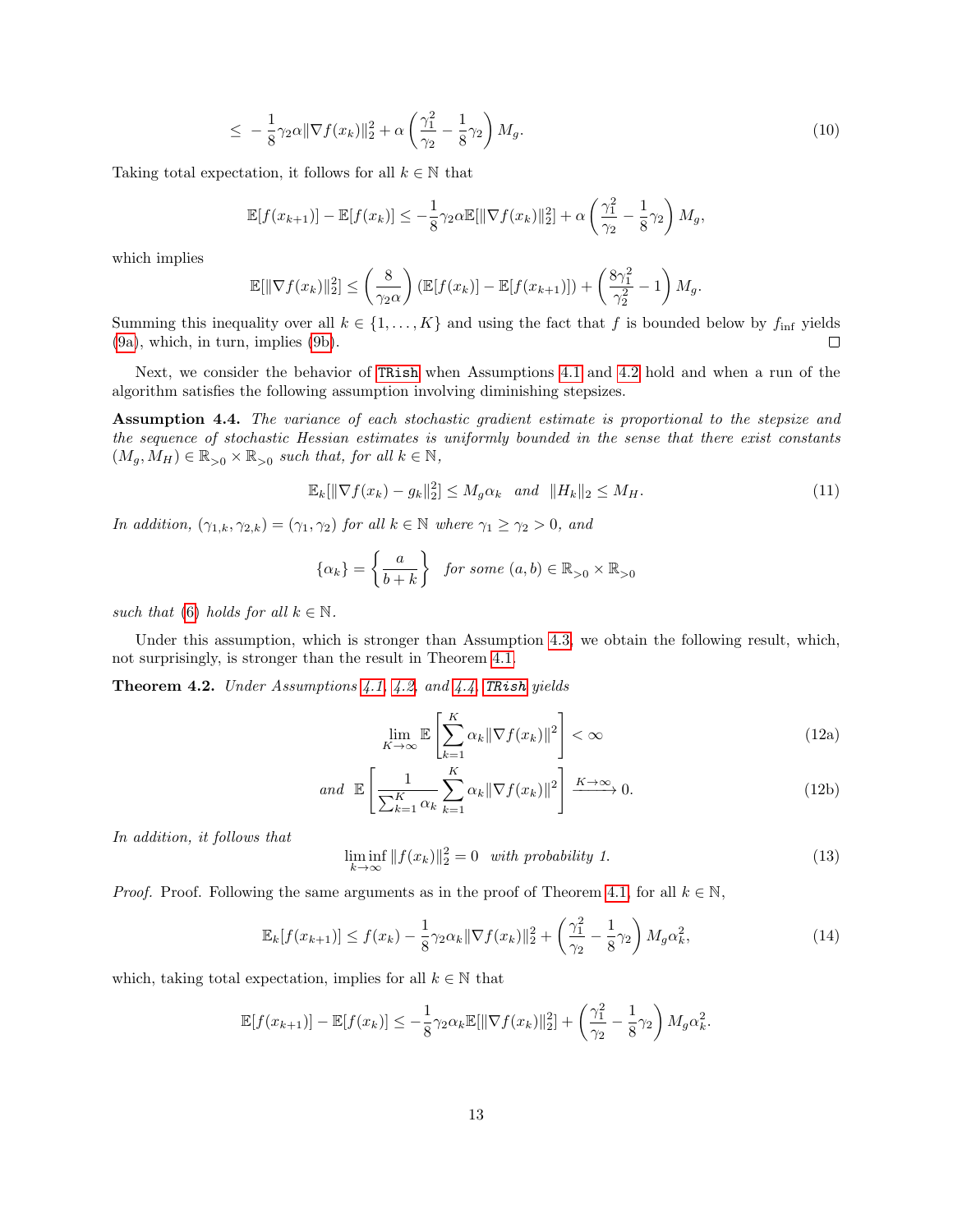$$\leq -\frac{1}{8}\gamma_2\alpha\|\nabla f(x_k)\|_2^2 + \alpha\left(\frac{\gamma_1^2}{\gamma_2} - \frac{1}{8}\gamma_2\right)M_g. \tag{10}$$

Taking total expectation, it follows for all $k \in \mathbb{N}$ that

$$\mathbb{E}[f(x_{k+1})] - \mathbb{E}[f(x_k)] \leq -\frac{1}{8}\gamma_2\alpha\mathbb{E}[\|\nabla f(x_k)\|_2^2] + \alpha\left(\frac{\gamma_1^2}{\gamma_2} - \frac{1}{8}\gamma_2\right)M_g,$$

which implies

$$\mathbb{E}[\|\nabla f(x_k)\|_2^2] \leq \left(\frac{8}{\gamma_2\alpha}\right)(\mathbb{E}[f(x_k)] - \mathbb{E}[f(x_{k+1})]) + \left(\frac{8\gamma_1^2}{\gamma_2^2} - 1\right)M_g.$$

Summing this inequality over all $k \in \{1, \dots, K\}$ and using the fact that $f$ is bounded below by $f_{\inf}$ yields (9a), which, in turn, implies (9b). □

Next, we consider the behavior of TRish when Assumptions 4.1 and 4.2 hold and when a run of the algorithm satisfies the following assumption involving diminishing stepsizes.

**Assumption 4.4.** *The variance of each stochastic gradient estimate is proportional to the stepsize and the sequence of stochastic Hessian estimates is uniformly bounded in the sense that there exist constants $(M_g, M_H) \in \mathbb{R}_{>0} \times \mathbb{R}_{>0}$ such that, for all $k \in \mathbb{N}$,*

$$\mathbb{E}_k[\|\nabla f(x_k) - g_k\|_2^2] \leq M_g\alpha_k \quad \text{and} \quad \|H_k\|_2 \leq M_H. \tag{11}$$

*In addition, $(\gamma_{1,k}, \gamma_{2,k}) = (\gamma_1, \gamma_2)$ for all $k \in \mathbb{N}$ where $\gamma_1 \geq \gamma_2 > 0$, and*

$$\{\alpha_k\} = \left\{\frac{a}{b+k}\right\} \quad \text{for some } (a, b) \in \mathbb{R}_{>0} \times \mathbb{R}_{>0}$$

*such that (6) holds for all $k \in \mathbb{N}$.*

Under this assumption, which is stronger than Assumption 4.3, we obtain the following result, which, not surprisingly, is stronger than the result in Theorem 4.1.

**Theorem 4.2.** *Under Assumptions 4.1, 4.2, and 4.4, TRish yields*

$$\lim_{K\to\infty} \mathbb{E}\left[\sum_{k=1}^{K} \alpha_k\|\nabla f(x_k)\|^2\right] < \infty \tag{12a}$$

$$\text{and } \mathbb{E}\left[\frac{1}{\sum_{k=1}^{K}\alpha_k}\sum_{k=1}^{K}\alpha_k\|\nabla f(x_k)\|^2\right] \xrightarrow{K\to\infty} 0. \tag{12b}$$

*In addition, it follows that*

$$\liminf_{k\to\infty} \|f(x_k)\|_2^2 = 0 \quad \text{with probability 1.} \tag{13}$$

*Proof.* Proof. Following the same arguments as in the proof of Theorem 4.1, for all $k \in \mathbb{N}$,

$$\mathbb{E}_k[f(x_{k+1})] \leq f(x_k) - \frac{1}{8}\gamma_2\alpha_k\|\nabla f(x_k)\|_2^2 + \left(\frac{\gamma_1^2}{\gamma_2} - \frac{1}{8}\gamma_2\right)M_g\alpha_k^2, \tag{14}$$

which, taking total expectation, implies for all $k \in \mathbb{N}$ that

$$\mathbb{E}[f(x_{k+1})] - \mathbb{E}[f(x_k)] \leq -\frac{1}{8}\gamma_2\alpha_k\mathbb{E}[\|\nabla f(x_k)\|_2^2] + \left(\frac{\gamma_1^2}{\gamma_2} - \frac{1}{8}\gamma_2\right)M_g\alpha_k^2.$$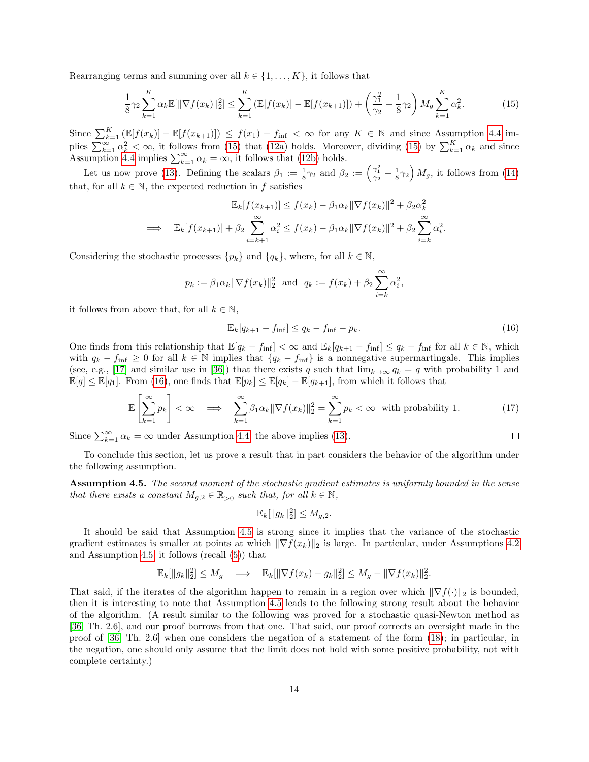Rearranging terms and summing over all $k \in \{1, \dots, K\}$, it follows that

$$\frac{1}{8}\gamma_2 \sum_{k=1}^{K} \alpha_k \mathbb{E}[\|\nabla f(x_k)\|_2^2] \le \sum_{k=1}^{K} (\mathbb{E}[f(x_k)] - \mathbb{E}[f(x_{k+1})]) + \left(\frac{\gamma_1^2}{\gamma_2} - \frac{1}{8}\gamma_2\right) M_g \sum_{k=1}^{K} \alpha_k^2. \tag{15}$$

Since $\sum_{k=1}^{K} (\mathbb{E}[f(x_k)] - \mathbb{E}[f(x_{k+1})]) \le f(x_1) - f_{\inf} < \infty$ for any $K \in \mathbb{N}$ and since Assumption 4.4 implies $\sum_{k=1}^{\infty} \alpha_k^2 < \infty$, it follows from (15) that (12a) holds. Moreover, dividing (15) by $\sum_{k=1}^{K} \alpha_k$ and since Assumption 4.4 implies $\sum_{k=1}^{\infty} \alpha_k = \infty$, it follows that (12b) holds.

Let us now prove (13). Defining the scalars $\beta_1 := \frac{1}{8}\gamma_2$ and $\beta_2 := \left(\frac{\gamma_1^2}{\gamma_2} - \frac{1}{8}\gamma_2\right) M_g$, it follows from (14) that, for all $k \in \mathbb{N}$, the expected reduction in $f$ satisfies

$$\begin{aligned} & \mathbb{E}_k[f(x_{k+1})] \le f(x_k) - \beta_1 \alpha_k \|\nabla f(x_k)\|^2 + \beta_2 \alpha_k^2 \\ \Longrightarrow \quad & \mathbb{E}_k[f(x_{k+1})] + \beta_2 \sum_{i=k+1}^{\infty} \alpha_i^2 \le f(x_k) - \beta_1 \alpha_k \|\nabla f(x_k)\|^2 + \beta_2 \sum_{i=k}^{\infty} \alpha_i^2. \end{aligned}$$

Considering the stochastic processes $\{p_k\}$ and $\{q_k\}$, where, for all $k \in \mathbb{N}$,

$$p_k := \beta_1 \alpha_k \|\nabla f(x_k)\|_2^2 \ \text{ and } \ q_k := f(x_k) + \beta_2 \sum_{i=k}^{\infty} \alpha_i^2,$$

it follows from above that, for all $k \in \mathbb{N}$,

$$\mathbb{E}_k[q_{k+1} - f_{\inf}] \le q_k - f_{\inf} - p_k. \tag{16}$$

One finds from this relationship that $\mathbb{E}[q_k - f_{\inf}] < \infty$ and $\mathbb{E}_k[q_{k+1} - f_{\inf}] \le q_k - f_{\inf}$ for all $k \in \mathbb{N}$, which with $q_k - f_{\inf} \ge 0$ for all $k \in \mathbb{N}$ implies that $\{q_k - f_{\inf}\}$ is a nonnegative supermartingale. This implies (see, e.g., [17] and similar use in [36]) that there exists $q$ such that $\lim_{k\to\infty} q_k = q$ with probability 1 and $\mathbb{E}[q] \le \mathbb{E}[q_1]$. From (16), one finds that $\mathbb{E}[p_k] \le \mathbb{E}[q_k] - \mathbb{E}[q_{k+1}]$, from which it follows that

$$\mathbb{E}\left[\sum_{k=1}^{\infty} p_k\right] < \infty \quad \Longrightarrow \quad \sum_{k=1}^{\infty} \beta_1 \alpha_k \|\nabla f(x_k)\|_2^2 = \sum_{k=1}^{\infty} p_k < \infty \ \text{ with probability 1.} \tag{17}$$

Since $\sum_{k=1}^{\infty} \alpha_k = \infty$ under Assumption 4.4, the above implies (13). □

To conclude this section, let us prove a result that in part considers the behavior of the algorithm under the following assumption.

**Assumption 4.5.** *The second moment of the stochastic gradient estimates is uniformly bounded in the sense that there exists a constant $M_{g,2} \in \mathbb{R}_{>0}$ such that, for all $k \in \mathbb{N}$,*

$$\mathbb{E}_k[\|g_k\|_2^2] \le M_{g,2}.$$

It should be said that Assumption 4.5 is strong since it implies that the variance of the stochastic gradient estimates is smaller at points at which $\|\nabla f(x_k)\|_2$ is large. In particular, under Assumptions 4.2 and Assumption 4.5 it follows (recall (5)) that

$$\mathbb{E}_k[\|g_k\|_2^2] \le M_g \quad \Longrightarrow \quad \mathbb{E}_k[\|\nabla f(x_k) - g_k\|_2^2] \le M_g - \|\nabla f(x_k)\|_2^2.$$

That said, if the iterates of the algorithm happen to remain in a region over which $\|\nabla f(\cdot)\|_2$ is bounded, then it is interesting to note that Assumption 4.5 leads to the following strong result about the behavior of the algorithm. (A result similar to the following was proved for a stochastic quasi-Newton method as [36, Th. 2.6], and our proof borrows from that one. That said, our proof corrects an oversight made in the proof of [36, Th. 2.6] when one considers the negation of a statement of the form (18); in particular, in the negation, one should only assume that the limit does not hold with some positive probability, not with complete certainty.)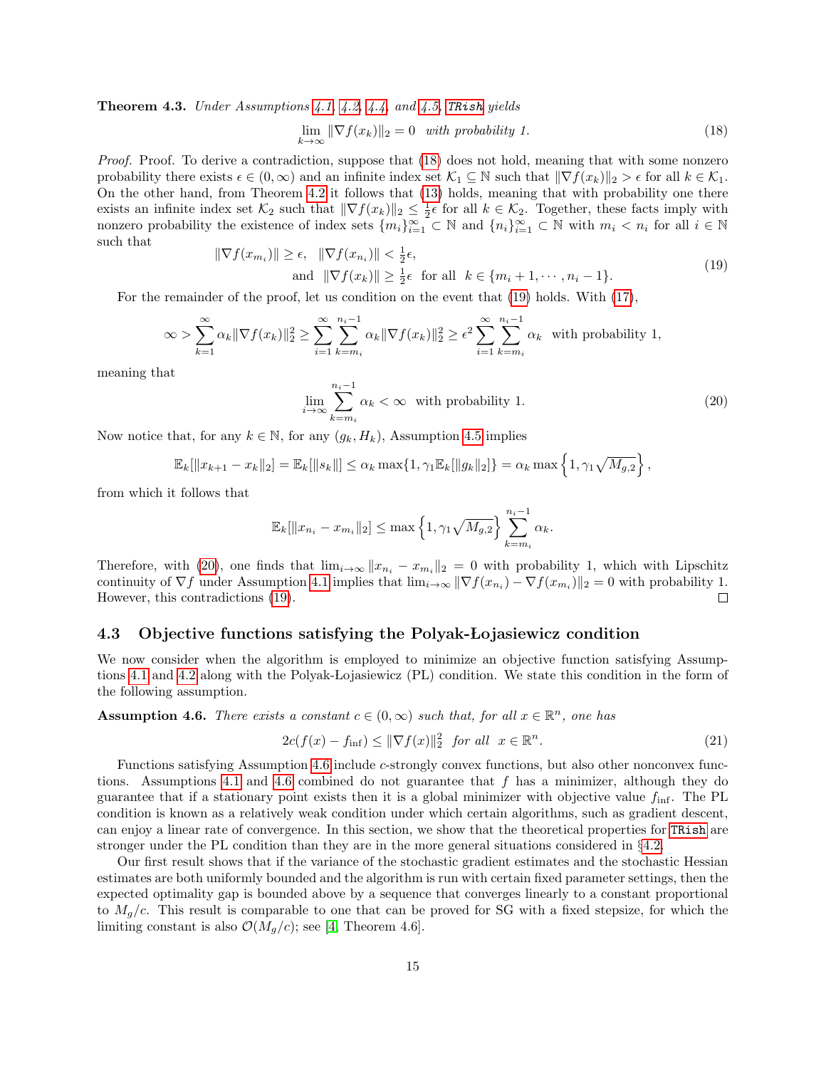**Theorem 4.3.** *Under Assumptions 4.1, 4.2, 4.4, and 4.5,* `TRish` *yields*

$$\lim_{k\to\infty} \|\nabla f(x_k)\|_2 = 0 \quad \textit{with probability 1.} \tag{18}$$

*Proof.* Proof. To derive a contradiction, suppose that (18) does not hold, meaning that with some nonzero probability there exists $\epsilon \in (0,\infty)$ and an infinite index set $\mathcal{K}_1 \subseteq \mathbb{N}$ such that $\|\nabla f(x_k)\|_2 > \epsilon$ for all $k \in \mathcal{K}_1$. On the other hand, from Theorem 4.2 it follows that (13) holds, meaning that with probability one there exists an infinite index set $\mathcal{K}_2$ such that $\|\nabla f(x_k)\|_2 \leq \frac{1}{2}\epsilon$ for all $k \in \mathcal{K}_2$. Together, these facts imply with nonzero probability the existence of index sets $\{m_i\}_{i=1}^\infty \subset \mathbb{N}$ and $\{n_i\}_{i=1}^\infty \subset \mathbb{N}$ with $m_i < n_i$ for all $i \in \mathbb{N}$ such that

$$\begin{aligned} \|\nabla f(x_{m_i})\| \geq \epsilon, \quad \|\nabla f(x_{n_i})\| < \tfrac{1}{2}\epsilon, \\ \text{and} \quad \|\nabla f(x_k)\| \geq \tfrac{1}{2}\epsilon \quad \text{for all} \quad k \in \{m_i+1, \cdots, n_i - 1\}. \end{aligned} \tag{19}$$

For the remainder of the proof, let us condition on the event that (19) holds. With (17),

$$\infty > \sum_{k=1}^\infty \alpha_k \|\nabla f(x_k)\|_2^2 \geq \sum_{i=1}^\infty \sum_{k=m_i}^{n_i-1} \alpha_k \|\nabla f(x_k)\|_2^2 \geq \epsilon^2 \sum_{i=1}^\infty \sum_{k=m_i}^{n_i-1} \alpha_k \quad \text{with probability 1,}$$

meaning that

$$\lim_{i\to\infty} \sum_{k=m_i}^{n_i-1} \alpha_k < \infty \quad \text{with probability 1.} \tag{20}$$

Now notice that, for any $k \in \mathbb{N}$, for any $(g_k, H_k)$, Assumption 4.5 implies

$$\mathbb{E}_k[\|x_{k+1} - x_k\|_2] = \mathbb{E}_k[\|s_k\|] \leq \alpha_k \max\{1, \gamma_1 \mathbb{E}_k[\|g_k\|_2]\} = \alpha_k \max\left\{1, \gamma_1 \sqrt{M_{g,2}}\right\},$$

from which it follows that

$$\mathbb{E}_k[\|x_{n_i} - x_{m_i}\|_2] \leq \max\left\{1, \gamma_1\sqrt{M_{g,2}}\right\} \sum_{k=m_i}^{n_i-1} \alpha_k.$$

Therefore, with (20), one finds that $\lim_{i\to\infty} \|x_{n_i} - x_{m_i}\|_2 = 0$ with probability 1, which with Lipschitz continuity of $\nabla f$ under Assumption 4.1 implies that $\lim_{i\to\infty} \|\nabla f(x_{n_i}) - \nabla f(x_{m_i})\|_2 = 0$ with probability 1. However, this contradictions (19). □

### 4.3 Objective functions satisfying the Polyak-Łojasiewicz condition

We now consider when the algorithm is employed to minimize an objective function satisfying Assumptions 4.1 and 4.2 along with the Polyak-Lojasiewicz (PL) condition. We state this condition in the form of the following assumption.

**Assumption 4.6.** *There exists a constant $c \in (0,\infty)$ such that, for all $x \in \mathbb{R}^n$, one has*

$$2c(f(x) - f_{\inf}) \leq \|\nabla f(x)\|_2^2 \quad \textit{for all} \quad x \in \mathbb{R}^n. \tag{21}$$

Functions satisfying Assumption 4.6 include $c$-strongly convex functions, but also other nonconvex functions. Assumptions 4.1 and 4.6 combined do not guarantee that $f$ has a minimizer, although they do guarantee that if a stationary point exists then it is a global minimizer with objective value $f_{\inf}$. The PL condition is known as a relatively weak condition under which certain algorithms, such as gradient descent, can enjoy a linear rate of convergence. In this section, we show that the theoretical properties for `TRish` are stronger under the PL condition than they are in the more general situations considered in §4.2.

Our first result shows that if the variance of the stochastic gradient estimates and the stochastic Hessian estimates are both uniformly bounded and the algorithm is run with certain fixed parameter settings, then the expected optimality gap is bounded above by a sequence that converges linearly to a constant proportional to $M_g/c$. This result is comparable to one that can be proved for SG with a fixed stepsize, for which the limiting constant is also $\mathcal{O}(M_g/c)$; see [4, Theorem 4.6].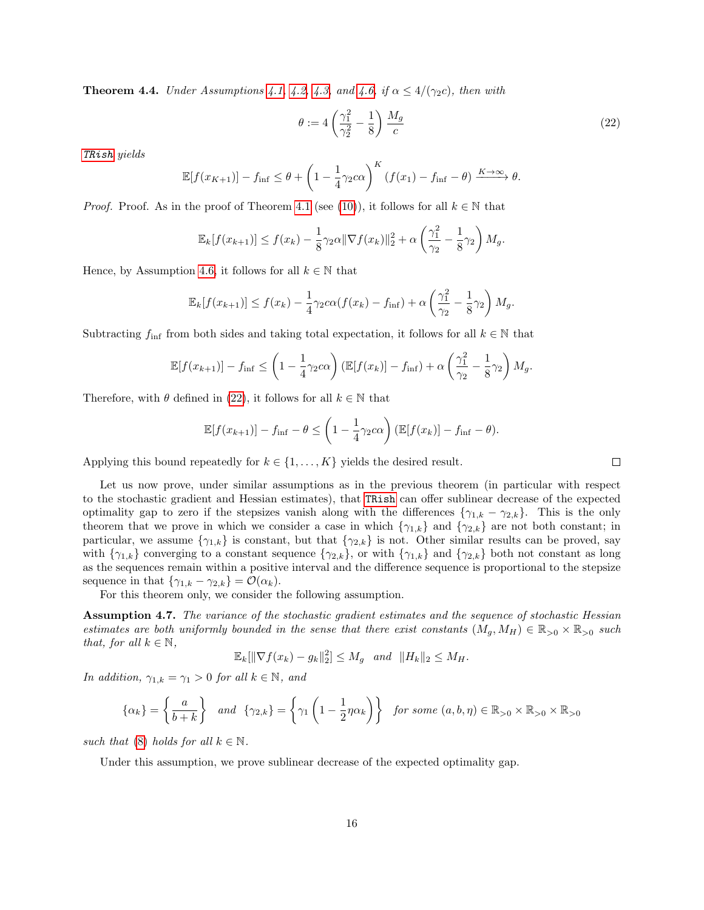**Theorem 4.4.** *Under Assumptions 4.1, 4.2, 4.3, and 4.6, if $\alpha \leq 4/(\gamma_2 c)$, then with*

$$\theta := 4\left(\frac{\gamma_1^2}{\gamma_2^2} - \frac{1}{8}\right)\frac{M_g}{c} \tag{22}$$

*TRish yields*

$$\mathbb{E}[f(x_{K+1})] - f_{\inf} \leq \theta + \left(1 - \frac{1}{4}\gamma_2 c\alpha\right)^K (f(x_1) - f_{\inf} - \theta) \xrightarrow{K\to\infty} \theta.$$

*Proof.* Proof. As in the proof of Theorem 4.1 (see (10)), it follows for all $k \in \mathbb{N}$ that

$$\mathbb{E}_k[f(x_{k+1})] \leq f(x_k) - \frac{1}{8}\gamma_2\alpha\|\nabla f(x_k)\|_2^2 + \alpha\left(\frac{\gamma_1^2}{\gamma_2} - \frac{1}{8}\gamma_2\right)M_g.$$

Hence, by Assumption 4.6, it follows for all $k \in \mathbb{N}$ that

$$\mathbb{E}_k[f(x_{k+1})] \leq f(x_k) - \frac{1}{4}\gamma_2 c\alpha(f(x_k) - f_{\inf}) + \alpha\left(\frac{\gamma_1^2}{\gamma_2} - \frac{1}{8}\gamma_2\right)M_g.$$

Subtracting $f_{\inf}$ from both sides and taking total expectation, it follows for all $k \in \mathbb{N}$ that

$$\mathbb{E}[f(x_{k+1})] - f_{\inf} \leq \left(1 - \frac{1}{4}\gamma_2 c\alpha\right)(\mathbb{E}[f(x_k)] - f_{\inf}) + \alpha\left(\frac{\gamma_1^2}{\gamma_2} - \frac{1}{8}\gamma_2\right)M_g.$$

Therefore, with $\theta$ defined in (22), it follows for all $k \in \mathbb{N}$ that

$$\mathbb{E}[f(x_{k+1})] - f_{\inf} - \theta \leq \left(1 - \frac{1}{4}\gamma_2 c\alpha\right)(\mathbb{E}[f(x_k)] - f_{\inf} - \theta).$$

Applying this bound repeatedly for $k \in \{1, \ldots, K\}$ yields the desired result. □

Let us now prove, under similar assumptions as in the previous theorem (in particular with respect to the stochastic gradient and Hessian estimates), that TRish can offer sublinear decrease of the expected optimality gap to zero if the stepsizes vanish along with the differences $\{\gamma_{1,k} - \gamma_{2,k}\}$. This is the only theorem that we prove in which we consider a case in which $\{\gamma_{1,k}\}$ and $\{\gamma_{2,k}\}$ are not both constant; in particular, we assume $\{\gamma_{1,k}\}$ is constant, but that $\{\gamma_{2,k}\}$ is not. Other similar results can be proved, say with $\{\gamma_{1,k}\}$ converging to a constant sequence $\{\gamma_{2,k}\}$, or with $\{\gamma_{1,k}\}$ and $\{\gamma_{2,k}\}$ both not constant as long as the sequences remain within a positive interval and the difference sequence is proportional to the stepsize sequence in that $\{\gamma_{1,k} - \gamma_{2,k}\} = \mathcal{O}(\alpha_k)$.

For this theorem only, we consider the following assumption.

**Assumption 4.7.** *The variance of the stochastic gradient estimates and the sequence of stochastic Hessian estimates are both uniformly bounded in the sense that there exist constants $(M_g, M_H) \in \mathbb{R}_{>0} \times \mathbb{R}_{>0}$ such that, for all $k \in \mathbb{N}$,*

$$\mathbb{E}_k[\|\nabla f(x_k) - g_k\|_2^2] \leq M_g \quad \text{and} \quad \|H_k\|_2 \leq M_H.$$

*In addition, $\gamma_{1,k} = \gamma_1 > 0$ for all $k \in \mathbb{N}$, and*

$$\{\alpha_k\} = \left\{\frac{a}{b+k}\right\} \quad \text{and} \quad \{\gamma_{2,k}\} = \left\{\gamma_1\left(1 - \frac{1}{2}\eta\alpha_k\right)\right\} \quad \text{for some } (a, b, \eta) \in \mathbb{R}_{>0} \times \mathbb{R}_{>0} \times \mathbb{R}_{>0}$$

*such that (8) holds for all $k \in \mathbb{N}$.*

Under this assumption, we prove sublinear decrease of the expected optimality gap.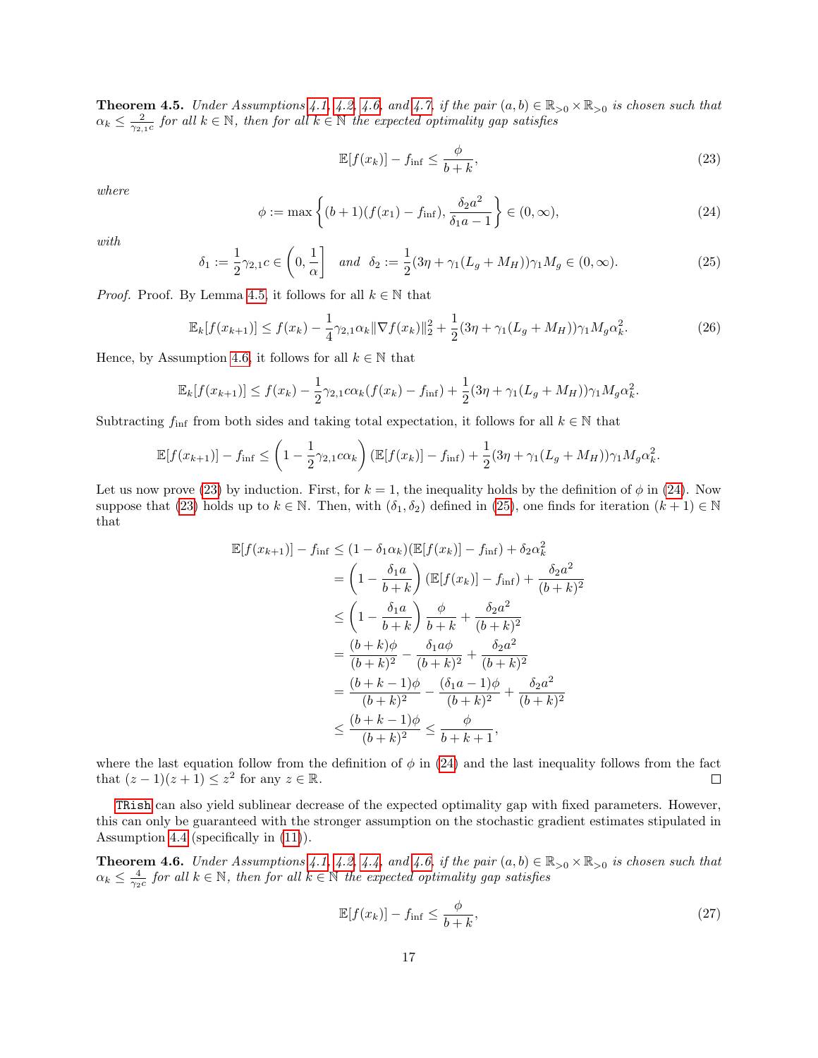**Theorem 4.5.** *Under Assumptions 4.1, 4.2, 4.6, and 4.7, if the pair $(a, b) \in \mathbb{R}_{>0} \times \mathbb{R}_{>0}$ is chosen such that $\alpha_k \leq \frac{2}{\gamma_{2,1} c}$ for all $k \in \mathbb{N}$, then for all $k \in \mathbb{N}$ the expected optimality gap satisfies*

$$\mathbb{E}[f(x_k)] - f_{\text{inf}} \leq \frac{\phi}{b+k}, \tag{23}$$

*where*

$$\phi := \max\left\{(b+1)(f(x_1) - f_{\text{inf}}), \frac{\delta_2 a^2}{\delta_1 a - 1}\right\} \in (0, \infty), \tag{24}$$

*with*

$$\delta_1 := \frac{1}{2}\gamma_{2,1} c \in \left(0, \frac{1}{\alpha}\right] \quad \text{and} \quad \delta_2 := \frac{1}{2}(3\eta + \gamma_1(L_g + M_H))\gamma_1 M_g \in (0, \infty). \tag{25}$$

*Proof.* Proof. By Lemma 4.5, it follows for all $k \in \mathbb{N}$ that

$$\mathbb{E}_k[f(x_{k+1})] \leq f(x_k) - \frac{1}{4}\gamma_{2,1}\alpha_k \|\nabla f(x_k)\|_2^2 + \frac{1}{2}(3\eta + \gamma_1(L_g + M_H))\gamma_1 M_g \alpha_k^2. \tag{26}$$

Hence, by Assumption 4.6, it follows for all $k \in \mathbb{N}$ that

$$\mathbb{E}_k[f(x_{k+1})] \leq f(x_k) - \frac{1}{2}\gamma_{2,1} c \alpha_k (f(x_k) - f_{\text{inf}}) + \frac{1}{2}(3\eta + \gamma_1(L_g + M_H))\gamma_1 M_g \alpha_k^2.$$

Subtracting $f_{\text{inf}}$ from both sides and taking total expectation, it follows for all $k \in \mathbb{N}$ that

$$\mathbb{E}[f(x_{k+1})] - f_{\text{inf}} \leq \left(1 - \frac{1}{2}\gamma_{2,1} c \alpha_k\right)(\mathbb{E}[f(x_k)] - f_{\text{inf}}) + \frac{1}{2}(3\eta + \gamma_1(L_g + M_H))\gamma_1 M_g \alpha_k^2.$$

Let us now prove (23) by induction. First, for $k = 1$, the inequality holds by the definition of $\phi$ in (24). Now suppose that (23) holds up to $k \in \mathbb{N}$. Then, with $(\delta_1, \delta_2)$ defined in (25), one finds for iteration $(k+1) \in \mathbb{N}$ that

$$\begin{aligned}
\mathbb{E}[f(x_{k+1})] - f_{\text{inf}} &\leq (1 - \delta_1 \alpha_k)(\mathbb{E}[f(x_k)] - f_{\text{inf}}) + \delta_2 \alpha_k^2 \\
&= \left(1 - \frac{\delta_1 a}{b+k}\right)(\mathbb{E}[f(x_k)] - f_{\text{inf}}) + \frac{\delta_2 a^2}{(b+k)^2} \\
&\leq \left(1 - \frac{\delta_1 a}{b+k}\right)\frac{\phi}{b+k} + \frac{\delta_2 a^2}{(b+k)^2} \\
&= \frac{(b+k)\phi}{(b+k)^2} - \frac{\delta_1 a \phi}{(b+k)^2} + \frac{\delta_2 a^2}{(b+k)^2} \\
&= \frac{(b+k-1)\phi}{(b+k)^2} - \frac{(\delta_1 a - 1)\phi}{(b+k)^2} + \frac{\delta_2 a^2}{(b+k)^2} \\
&\leq \frac{(b+k-1)\phi}{(b+k)^2} \leq \frac{\phi}{b+k+1},
\end{aligned}$$

where the last equation follow from the definition of $\phi$ in (24) and the last inequality follows from the fact that $(z-1)(z+1) \leq z^2$ for any $z \in \mathbb{R}$. ∎

TRish can also yield sublinear decrease of the expected optimality gap with fixed parameters. However, this can only be guaranteed with the stronger assumption on the stochastic gradient estimates stipulated in Assumption 4.4 (specifically in (11)).

**Theorem 4.6.** *Under Assumptions 4.1, 4.2, 4.4, and 4.6, if the pair $(a, b) \in \mathbb{R}_{>0} \times \mathbb{R}_{>0}$ is chosen such that $\alpha_k \leq \frac{4}{\gamma_2 c}$ for all $k \in \mathbb{N}$, then for all $k \in \mathbb{N}$ the expected optimality gap satisfies*

$$\mathbb{E}[f(x_k)] - f_{\text{inf}} \leq \frac{\phi}{b+k}, \tag{27}$$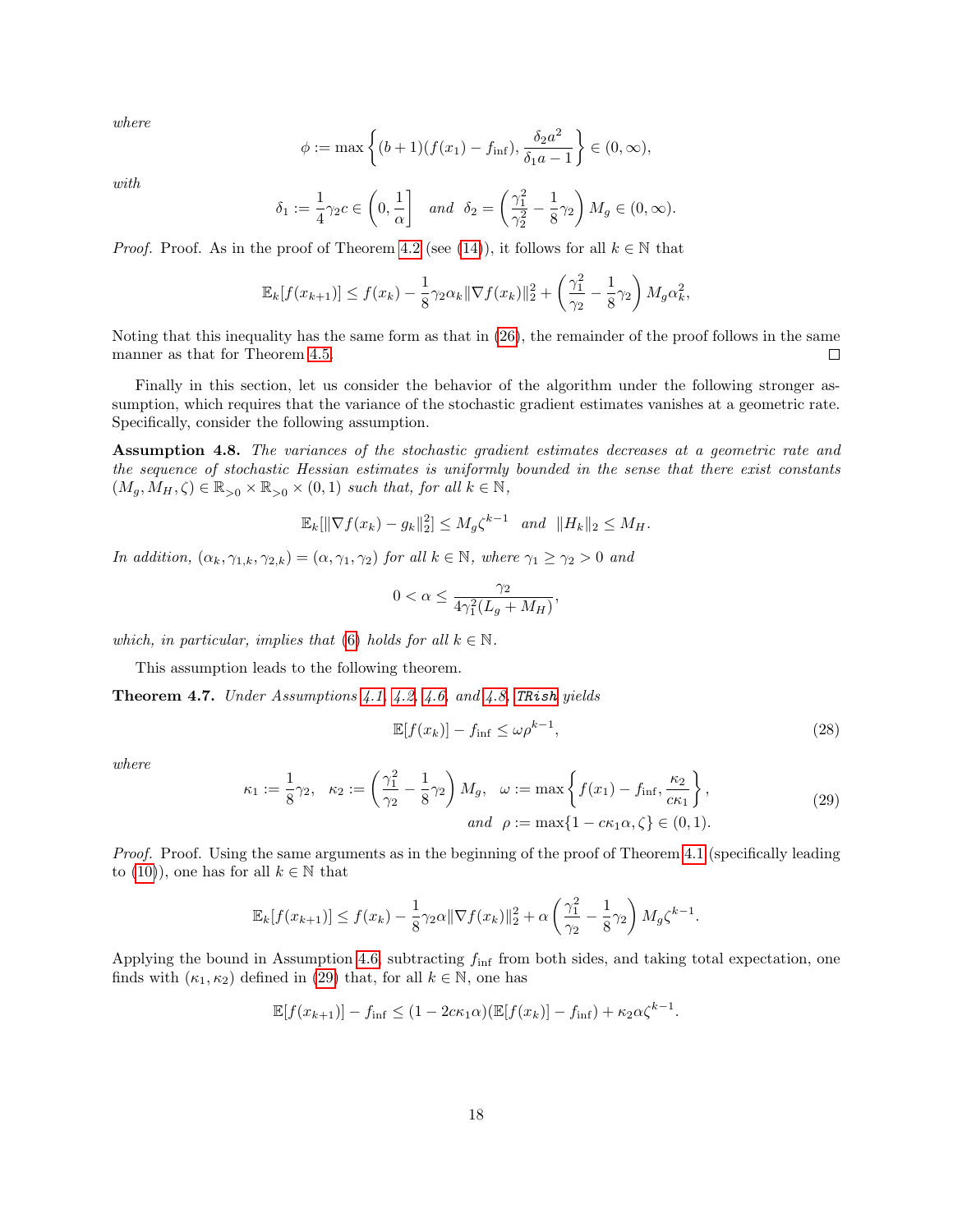*where*

$$\phi := \max\left\{(b+1)(f(x_1) - f_{\inf}), \frac{\delta_2 a^2}{\delta_1 a - 1}\right\} \in (0, \infty),$$

*with*

$$\delta_1 := \frac{1}{4}\gamma_2 c \in \left(0, \frac{1}{\alpha}\right] \quad \text{and} \quad \delta_2 = \left(\frac{\gamma_1^2}{\gamma_2^2} - \frac{1}{8}\gamma_2\right) M_g \in (0, \infty).$$

*Proof.* Proof. As in the proof of Theorem 4.2 (see (14)), it follows for all $k \in \mathbb{N}$ that

$$\mathbb{E}_k[f(x_{k+1})] \leq f(x_k) - \frac{1}{8}\gamma_2 \alpha_k \|\nabla f(x_k)\|_2^2 + \left(\frac{\gamma_1^2}{\gamma_2} - \frac{1}{8}\gamma_2\right) M_g \alpha_k^2,$$

Noting that this inequality has the same form as that in (26), the remainder of the proof follows in the same manner as that for Theorem 4.5. □

Finally in this section, let us consider the behavior of the algorithm under the following stronger assumption, which requires that the variance of the stochastic gradient estimates vanishes at a geometric rate. Specifically, consider the following assumption.

**Assumption 4.8.** *The variances of the stochastic gradient estimates decreases at a geometric rate and the sequence of stochastic Hessian estimates is uniformly bounded in the sense that there exist constants $(M_g, M_H, \zeta) \in \mathbb{R}_{>0} \times \mathbb{R}_{>0} \times (0,1)$ such that, for all $k \in \mathbb{N}$,*

$$\mathbb{E}_k[\|\nabla f(x_k) - g_k\|_2^2] \leq M_g \zeta^{k-1} \quad \text{and} \quad \|H_k\|_2 \leq M_H.$$

*In addition, $(\alpha_k, \gamma_{1,k}, \gamma_{2,k}) = (\alpha, \gamma_1, \gamma_2)$ for all $k \in \mathbb{N}$, where $\gamma_1 \geq \gamma_2 > 0$ and*

$$0 < \alpha \leq \frac{\gamma_2}{4\gamma_1^2(L_g + M_H)},$$

*which, in particular, implies that (6) holds for all $k \in \mathbb{N}$.*

This assumption leads to the following theorem.

**Theorem 4.7.** *Under Assumptions 4.1, 4.2, 4.6, and 4.8, `TRish` yields*

$$\mathbb{E}[f(x_k)] - f_{\inf} \leq \omega \rho^{k-1}, \tag{28}$$

*where*

$$\kappa_1 := \frac{1}{8}\gamma_2, \quad \kappa_2 := \left(\frac{\gamma_1^2}{\gamma_2} - \frac{1}{8}\gamma_2\right) M_g, \quad \omega := \max\left\{f(x_1) - f_{\inf}, \frac{\kappa_2}{c\kappa_1}\right\},$$
$$\text{and} \quad \rho := \max\{1 - c\kappa_1 \alpha, \zeta\} \in (0,1). \tag{29}$$

*Proof.* Proof. Using the same arguments as in the beginning of the proof of Theorem 4.1 (specifically leading to (10)), one has for all $k \in \mathbb{N}$ that

$$\mathbb{E}_k[f(x_{k+1})] \leq f(x_k) - \frac{1}{8}\gamma_2 \alpha \|\nabla f(x_k)\|_2^2 + \alpha \left(\frac{\gamma_1^2}{\gamma_2} - \frac{1}{8}\gamma_2\right) M_g \zeta^{k-1}.$$

Applying the bound in Assumption 4.6, subtracting $f_{\inf}$ from both sides, and taking total expectation, one finds with $(\kappa_1, \kappa_2)$ defined in (29) that, for all $k \in \mathbb{N}$, one has

$$\mathbb{E}[f(x_{k+1})] - f_{\inf} \leq (1 - 2c\kappa_1\alpha)(\mathbb{E}[f(x_k)] - f_{\inf}) + \kappa_2 \alpha \zeta^{k-1}.$$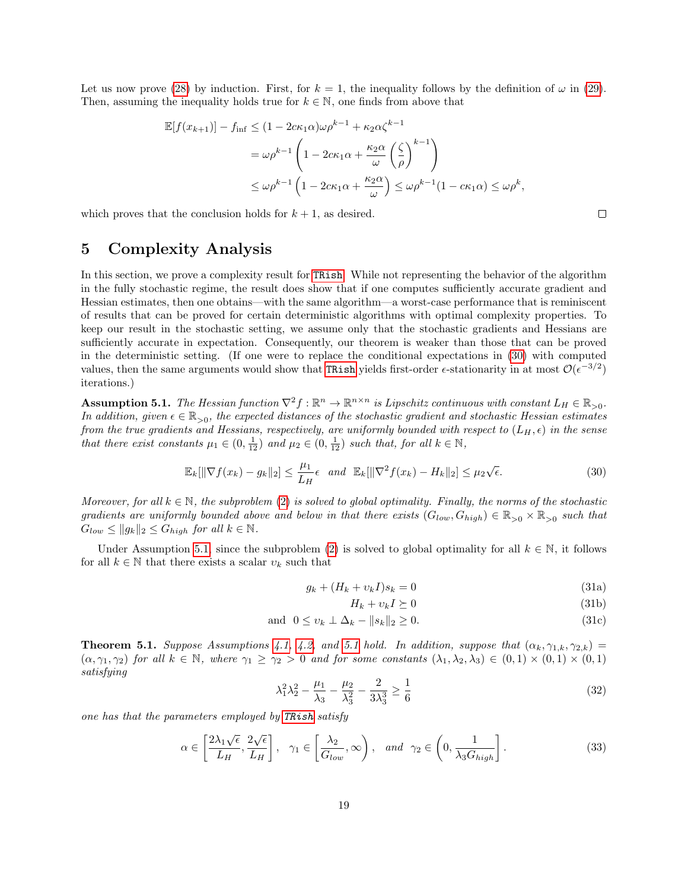Let us now prove (28) by induction. First, for $k = 1$, the inequality follows by the definition of $\omega$ in (29). Then, assuming the inequality holds true for $k \in \mathbb{N}$, one finds from above that

$$
\begin{aligned}
\mathbb{E}[f(x_{k+1})] - f_{\inf} &\leq (1 - 2c\kappa_1\alpha)\omega\rho^{k-1} + \kappa_2\alpha\zeta^{k-1} \\
&= \omega\rho^{k-1}\left(1 - 2c\kappa_1\alpha + \frac{\kappa_2\alpha}{\omega}\left(\frac{\zeta}{\rho}\right)^{k-1}\right) \\
&\leq \omega\rho^{k-1}\left(1 - 2c\kappa_1\alpha + \frac{\kappa_2\alpha}{\omega}\right) \leq \omega\rho^{k-1}(1 - c\kappa_1\alpha) \leq \omega\rho^k,
\end{aligned}
$$

which proves that the conclusion holds for $k + 1$, as desired. $\square$

# 5 Complexity Analysis

In this section, we prove a complexity result for TRish. While not representing the behavior of the algorithm in the fully stochastic regime, the result does show that if one computes sufficiently accurate gradient and Hessian estimates, then one obtains—with the same algorithm—a worst-case performance that is reminiscent of results that can be proved for certain deterministic algorithms with optimal complexity properties. To keep our result in the stochastic setting, we assume only that the stochastic gradients and Hessians are sufficiently accurate in expectation. Consequently, our theorem is weaker than those that can be proved in the deterministic setting. (If one were to replace the conditional expectations in (30) with computed values, then the same arguments would show that TRish yields first-order $\epsilon$-stationarity in at most $\mathcal{O}(\epsilon^{-3/2})$ iterations.)

**Assumption 5.1.** *The Hessian function $\nabla^2 f : \mathbb{R}^n \to \mathbb{R}^{n\times n}$ is Lipschitz continuous with constant $L_H \in \mathbb{R}_{>0}$. In addition, given $\epsilon \in \mathbb{R}_{>0}$, the expected distances of the stochastic gradient and stochastic Hessian estimates from the true gradients and Hessians, respectively, are uniformly bounded with respect to $(L_H, \epsilon)$ in the sense that there exist constants $\mu_1 \in (0, \frac{1}{12})$ and $\mu_2 \in (0, \frac{1}{12})$ such that, for all $k \in \mathbb{N}$,*

$$
\mathbb{E}_k[\|\nabla f(x_k) - g_k\|_2] \leq \frac{\mu_1}{L_H}\epsilon \;\; \text{and} \;\; \mathbb{E}_k[\|\nabla^2 f(x_k) - H_k\|_2] \leq \mu_2\sqrt{\epsilon}. \tag{30}
$$

*Moreover, for all $k \in \mathbb{N}$, the subproblem (2) is solved to global optimality. Finally, the norms of the stochastic gradients are uniformly bounded above and below in that there exists $(G_{low}, G_{high}) \in \mathbb{R}_{>0} \times \mathbb{R}_{>0}$ such that $G_{low} \leq \|g_k\|_2 \leq G_{high}$ for all $k \in \mathbb{N}$.*

Under Assumption 5.1, since the subproblem (2) is solved to global optimality for all $k \in \mathbb{N}$, it follows for all $k \in \mathbb{N}$ that there exists a scalar $\upsilon_k$ such that

$$
g_k + (H_k + \upsilon_k I)s_k = 0 \tag{31a}
$$

$$
H_k + \upsilon_k I \succeq 0 \tag{31b}
$$

$$
\text{and} \;\; 0 \leq \upsilon_k \perp \Delta_k - \|s_k\|_2 \geq 0. \tag{31c}
$$

**Theorem 5.1.** *Suppose Assumptions 4.1, 4.2, and 5.1 hold. In addition, suppose that $(\alpha_k, \gamma_{1,k}, \gamma_{2,k}) = (\alpha, \gamma_1, \gamma_2)$ for all $k \in \mathbb{N}$, where $\gamma_1 \geq \gamma_2 > 0$ and for some constants $(\lambda_1, \lambda_2, \lambda_3) \in (0,1) \times (0,1) \times (0,1)$ satisfying*

$$
\lambda_1^2\lambda_2^2 - \frac{\mu_1}{\lambda_3} - \frac{\mu_2}{\lambda_3^2} - \frac{2}{3\lambda_3^3} \geq \frac{1}{6} \tag{32}
$$

*one has that the parameters employed by TRish satisfy*

$$
\alpha \in \left[\frac{2\lambda_1\sqrt{\epsilon}}{L_H}, \frac{2\sqrt{\epsilon}}{L_H}\right], \quad \gamma_1 \in \left[\frac{\lambda_2}{G_{low}}, \infty\right), \quad \text{and} \quad \gamma_2 \in \left(0, \frac{1}{\lambda_3 G_{high}}\right]. \tag{33}
$$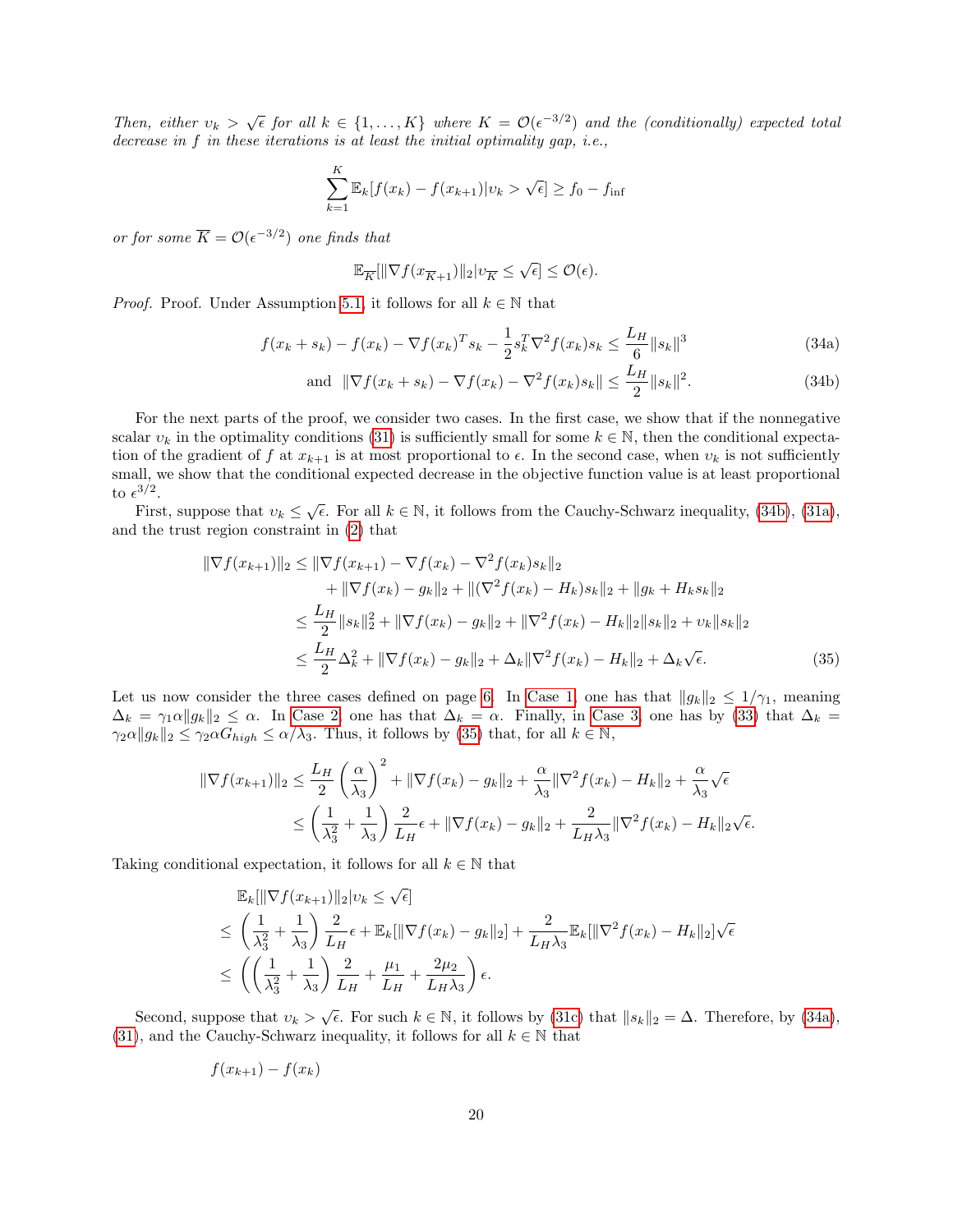*Then, either $\upsilon_k > \sqrt{\epsilon}$ for all $k \in \{1, \ldots, K\}$ where $K = \mathcal{O}(\epsilon^{-3/2})$ and the (conditionally) expected total decrease in $f$ in these iterations is at least the initial optimality gap, i.e.,*

$$\sum_{k=1}^{K} \mathbb{E}_k[f(x_k) - f(x_{k+1}) | \upsilon_k > \sqrt{\epsilon}] \geq f_0 - f_{\inf}$$

*or for some $\overline{K} = \mathcal{O}(\epsilon^{-3/2})$ one finds that*

$$\mathbb{E}_{\overline{K}}[\|\nabla f(x_{\overline{K}+1})\|_2 | \upsilon_{\overline{K}} \leq \sqrt{\epsilon}] \leq \mathcal{O}(\epsilon).$$

*Proof.* Proof. Under Assumption 5.1, it follows for all $k \in \mathbb{N}$ that

$$f(x_k + s_k) - f(x_k) - \nabla f(x_k)^T s_k - \frac{1}{2} s_k^T \nabla^2 f(x_k) s_k \leq \frac{L_H}{6} \|s_k\|^3 \tag{34a}$$

$$\text{and } \|\nabla f(x_k + s_k) - \nabla f(x_k) - \nabla^2 f(x_k) s_k\| \leq \frac{L_H}{2} \|s_k\|^2. \tag{34b}$$

For the next parts of the proof, we consider two cases. In the first case, we show that if the nonnegative scalar $\upsilon_k$ in the optimality conditions (31) is sufficiently small for some $k \in \mathbb{N}$, then the conditional expectation of the gradient of $f$ at $x_{k+1}$ is at most proportional to $\epsilon$. In the second case, when $\upsilon_k$ is not sufficiently small, we show that the conditional expected decrease in the objective function value is at least proportional to $\epsilon^{3/2}$.

First, suppose that $\upsilon_k \leq \sqrt{\epsilon}$. For all $k \in \mathbb{N}$, it follows from the Cauchy-Schwarz inequality, (34b), (31a), and the trust region constraint in (2) that

$$\begin{aligned}
\|\nabla f(x_{k+1})\|_2 &\leq \|\nabla f(x_{k+1}) - \nabla f(x_k) - \nabla^2 f(x_k) s_k\|_2 \\
&\quad + \|\nabla f(x_k) - g_k\|_2 + \|(\nabla^2 f(x_k) - H_k) s_k\|_2 + \|g_k + H_k s_k\|_2 \\
&\leq \frac{L_H}{2} \|s_k\|_2^2 + \|\nabla f(x_k) - g_k\|_2 + \|\nabla^2 f(x_k) - H_k\|_2 \|s_k\|_2 + \upsilon_k \|s_k\|_2 \\
&\leq \frac{L_H}{2} \Delta_k^2 + \|\nabla f(x_k) - g_k\|_2 + \Delta_k \|\nabla^2 f(x_k) - H_k\|_2 + \Delta_k \sqrt{\epsilon}.
\end{aligned} \tag{35}$$

Let us now consider the three cases defined on page 6. In Case 1, one has that $\|g_k\|_2 \leq 1/\gamma_1$, meaning $\Delta_k = \gamma_1 \alpha \|g_k\|_2 \leq \alpha$. In Case 2, one has that $\Delta_k = \alpha$. Finally, in Case 3, one has by (33) that $\Delta_k = \gamma_2 \alpha \|g_k\|_2 \leq \gamma_2 \alpha G_{high} \leq \alpha/\lambda_3$. Thus, it follows by (35) that, for all $k \in \mathbb{N}$,

$$\begin{aligned}
\|\nabla f(x_{k+1})\|_2 &\leq \frac{L_H}{2} \left(\frac{\alpha}{\lambda_3}\right)^2 + \|\nabla f(x_k) - g_k\|_2 + \frac{\alpha}{\lambda_3} \|\nabla^2 f(x_k) - H_k\|_2 + \frac{\alpha}{\lambda_3} \sqrt{\epsilon} \\
&\leq \left(\frac{1}{\lambda_3^2} + \frac{1}{\lambda_3}\right) \frac{2}{L_H} \epsilon + \|\nabla f(x_k) - g_k\|_2 + \frac{2}{L_H \lambda_3} \|\nabla^2 f(x_k) - H_k\|_2 \sqrt{\epsilon}.
\end{aligned}$$

Taking conditional expectation, it follows for all $k \in \mathbb{N}$ that

$$\begin{aligned}
&\mathbb{E}_k[\|\nabla f(x_{k+1})\|_2 | \upsilon_k \leq \sqrt{\epsilon}] \\
&\leq \left(\frac{1}{\lambda_3^2} + \frac{1}{\lambda_3}\right) \frac{2}{L_H} \epsilon + \mathbb{E}_k[\|\nabla f(x_k) - g_k\|_2] + \frac{2}{L_H \lambda_3} \mathbb{E}_k[\|\nabla^2 f(x_k) - H_k\|_2] \sqrt{\epsilon} \\
&\leq \left(\left(\frac{1}{\lambda_3^2} + \frac{1}{\lambda_3}\right) \frac{2}{L_H} + \frac{\mu_1}{L_H} + \frac{2\mu_2}{L_H \lambda_3}\right) \epsilon.
\end{aligned}$$

Second, suppose that $\upsilon_k > \sqrt{\epsilon}$. For such $k \in \mathbb{N}$, it follows by (31c) that $\|s_k\|_2 = \Delta$. Therefore, by (34a), (31), and the Cauchy-Schwarz inequality, it follows for all $k \in \mathbb{N}$ that

$$f(x_{k+1}) - f(x_k)$$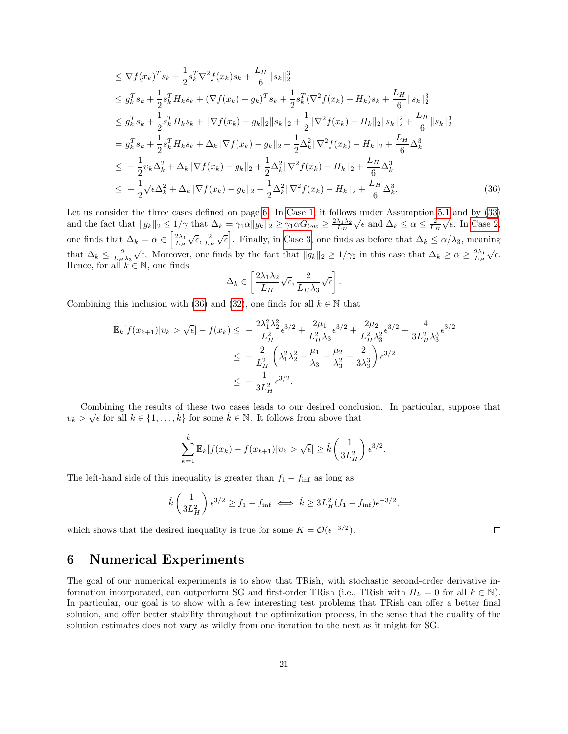$$
\begin{aligned}
&\leq \nabla f(x_k)^T s_k + \frac{1}{2} s_k^T \nabla^2 f(x_k) s_k + \frac{L_H}{6}\|s_k\|_2^3 \\
&\leq g_k^T s_k + \frac{1}{2} s_k^T H_k s_k + (\nabla f(x_k) - g_k)^T s_k + \frac{1}{2} s_k^T (\nabla^2 f(x_k) - H_k) s_k + \frac{L_H}{6}\|s_k\|_2^3 \\
&\leq g_k^T s_k + \frac{1}{2} s_k^T H_k s_k + \|\nabla f(x_k) - g_k\|_2 \|s_k\|_2 + \frac{1}{2}\|\nabla^2 f(x_k) - H_k\|_2 \|s_k\|_2^2 + \frac{L_H}{6}\|s_k\|_2^3 \\
&= g_k^T s_k + \frac{1}{2} s_k^T H_k s_k + \Delta_k \|\nabla f(x_k) - g_k\|_2 + \frac{1}{2}\Delta_k^2 \|\nabla^2 f(x_k) - H_k\|_2 + \frac{L_H}{6}\Delta_k^3 \\
&\leq -\frac{1}{2}\upsilon_k \Delta_k^2 + \Delta_k \|\nabla f(x_k) - g_k\|_2 + \frac{1}{2}\Delta_k^2 \|\nabla^2 f(x_k) - H_k\|_2 + \frac{L_H}{6}\Delta_k^3 \\
&\leq -\frac{1}{2}\sqrt{\epsilon}\Delta_k^2 + \Delta_k \|\nabla f(x_k) - g_k\|_2 + \frac{1}{2}\Delta_k^2 \|\nabla^2 f(x_k) - H_k\|_2 + \frac{L_H}{6}\Delta_k^3. \qquad (36)
\end{aligned}
$$

Let us consider the three cases defined on page 6. In Case 1, it follows under Assumption 5.1 and by (33) and the fact that $\|g_k\|_2 \leq 1/\gamma$ that $\Delta_k = \gamma_1 \alpha \|g_k\|_2 \geq \gamma_1 \alpha G_{low} \geq \frac{2\lambda_1\lambda_2}{L_H}\sqrt{\epsilon}$ and $\Delta_k \leq \alpha \leq \frac{2}{L_H}\sqrt{\epsilon}$. In Case 2, one finds that $\Delta_k = \alpha \in \left[\frac{2\lambda_1}{L_H}\sqrt{\epsilon}, \frac{2}{L_H}\sqrt{\epsilon}\right]$. Finally, in Case 3, one finds as before that $\Delta_k \leq \alpha/\lambda_3$, meaning that $\Delta_k \leq \frac{2}{L_H\lambda_3}\sqrt{\epsilon}$. Moreover, one finds by the fact that $\|g_k\|_2 \geq 1/\gamma_2$ in this case that $\Delta_k \geq \alpha \geq \frac{2\lambda_1}{L_H}\sqrt{\epsilon}$. Hence, for all $k \in \mathbb{N}$, one finds

$$
\Delta_k \in \left[\frac{2\lambda_1\lambda_2}{L_H}\sqrt{\epsilon}, \frac{2}{L_H\lambda_3}\sqrt{\epsilon}\right].
$$

Combining this inclusion with (36) and (32), one finds for all $k \in \mathbb{N}$ that

$$
\begin{aligned}
\mathbb{E}_k[f(x_{k+1})|\upsilon_k > \sqrt{\epsilon}] - f(x_k) &\leq -\frac{2\lambda_1^2\lambda_2^2}{L_H^2}\epsilon^{3/2} + \frac{2\mu_1}{L_H^2\lambda_3}\epsilon^{3/2} + \frac{2\mu_2}{L_H^2\lambda_3^2}\epsilon^{3/2} + \frac{4}{3L_H^2\lambda_3^3}\epsilon^{3/2} \\
&\leq -\frac{2}{L_H^2}\left(\lambda_1^2\lambda_2^2 - \frac{\mu_1}{\lambda_3} - \frac{\mu_2}{\lambda_3^2} - \frac{2}{3\lambda_3^3}\right)\epsilon^{3/2} \\
&\leq -\frac{1}{3L_H^2}\epsilon^{3/2}.
\end{aligned}
$$

Combining the results of these two cases leads to our desired conclusion. In particular, suppose that $\upsilon_k > \sqrt{\epsilon}$ for all $k \in \{1, \dots, \hat{k}\}$ for some $\hat{k} \in \mathbb{N}$. It follows from above that

$$
\sum_{k=1}^{\hat{k}} \mathbb{E}_k[f(x_k) - f(x_{k+1})|\upsilon_k > \sqrt{\epsilon}] \geq \hat{k}\left(\frac{1}{3L_H^2}\right)\epsilon^{3/2}.
$$

The left-hand side of this inequality is greater than $f_1 - f_{\inf}$ as long as

$$
\hat{k}\left(\frac{1}{3L_H^2}\right)\epsilon^{3/2} \geq f_1 - f_{\inf} \iff \hat{k} \geq 3L_H^2(f_1 - f_{\inf})\epsilon^{-3/2},
$$

which shows that the desired inequality is true for some $K = \mathcal{O}(\epsilon^{-3/2})$. □

# 6 Numerical Experiments

The goal of our numerical experiments is to show that TRish, with stochastic second-order derivative information incorporated, can outperform SG and first-order TRish (i.e., TRish with $H_k = 0$ for all $k \in \mathbb{N}$). In particular, our goal is to show with a few interesting test problems that TRish can offer a better final solution, and offer better stability throughout the optimization process, in the sense that the quality of the solution estimates does not vary as wildly from one iteration to the next as it might for SG.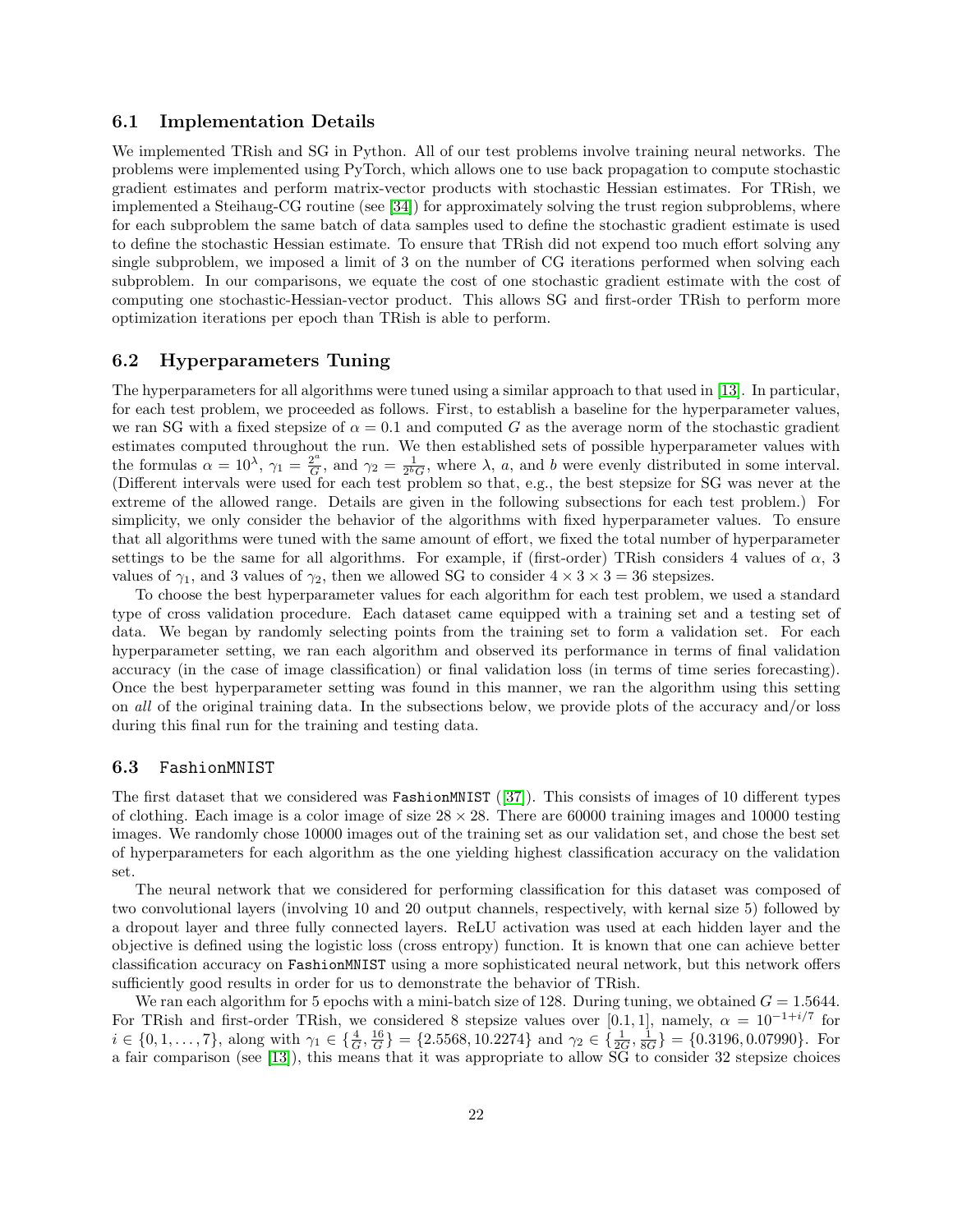### 6.1 Implementation Details

We implemented TRish and SG in Python. All of our test problems involve training neural networks. The problems were implemented using PyTorch, which allows one to use back propagation to compute stochastic gradient estimates and perform matrix-vector products with stochastic Hessian estimates. For TRish, we implemented a Steihaug-CG routine (see [34]) for approximately solving the trust region subproblems, where for each subproblem the same batch of data samples used to define the stochastic gradient estimate is used to define the stochastic Hessian estimate. To ensure that TRish did not expend too much effort solving any single subproblem, we imposed a limit of 3 on the number of CG iterations performed when solving each subproblem. In our comparisons, we equate the cost of one stochastic gradient estimate with the cost of computing one stochastic-Hessian-vector product. This allows SG and first-order TRish to perform more optimization iterations per epoch than TRish is able to perform.

### 6.2 Hyperparameters Tuning

The hyperparameters for all algorithms were tuned using a similar approach to that used in [13]. In particular, for each test problem, we proceeded as follows. First, to establish a baseline for the hyperparameter values, we ran SG with a fixed stepsize of $\alpha = 0.1$ and computed $G$ as the average norm of the stochastic gradient estimates computed throughout the run. We then established sets of possible hyperparameter values with the formulas $\alpha = 10^{\lambda}$, $\gamma_1 = \frac{2^a}{G}$, and $\gamma_2 = \frac{1}{2^b G}$, where $\lambda$, $a$, and $b$ were evenly distributed in some interval. (Different intervals were used for each test problem so that, e.g., the best stepsize for SG was never at the extreme of the allowed range. Details are given in the following subsections for each test problem.) For simplicity, we only consider the behavior of the algorithms with fixed hyperparameter values. To ensure that all algorithms were tuned with the same amount of effort, we fixed the total number of hyperparameter settings to be the same for all algorithms. For example, if (first-order) TRish considers 4 values of $\alpha$, 3 values of $\gamma_1$, and 3 values of $\gamma_2$, then we allowed SG to consider $4 \times 3 \times 3 = 36$ stepsizes.

To choose the best hyperparameter values for each algorithm for each test problem, we used a standard type of cross validation procedure. Each dataset came equipped with a training set and a testing set of data. We began by randomly selecting points from the training set to form a validation set. For each hyperparameter setting, we ran each algorithm and observed its performance in terms of final validation accuracy (in the case of image classification) or final validation loss (in terms of time series forecasting). Once the best hyperparameter setting was found in this manner, we ran the algorithm using this setting on *all* of the original training data. In the subsections below, we provide plots of the accuracy and/or loss during this final run for the training and testing data.

### 6.3 `FashionMNIST`

The first dataset that we considered was `FashionMNIST` ([37]). This consists of images of 10 different types of clothing. Each image is a color image of size $28 \times 28$. There are 60000 training images and 10000 testing images. We randomly chose 10000 images out of the training set as our validation set, and chose the best set of hyperparameters for each algorithm as the one yielding highest classification accuracy on the validation set.

The neural network that we considered for performing classification for this dataset was composed of two convolutional layers (involving 10 and 20 output channels, respectively, with kernal size 5) followed by a dropout layer and three fully connected layers. ReLU activation was used at each hidden layer and the objective is defined using the logistic loss (cross entropy) function. It is known that one can achieve better classification accuracy on `FashionMNIST` using a more sophisticated neural network, but this network offers sufficiently good results in order for us to demonstrate the behavior of TRish.

We ran each algorithm for 5 epochs with a mini-batch size of 128. During tuning, we obtained $G = 1.5644$. For TRish and first-order TRish, we considered 8 stepsize values over $[0.1, 1]$, namely, $\alpha = 10^{-1+i/7}$ for $i \in \{0, 1, \ldots, 7\}$, along with $\gamma_1 \in \{\frac{4}{G}, \frac{16}{G}\} = \{2.5568, 10.2274\}$ and $\gamma_2 \in \{\frac{1}{2G}, \frac{1}{8G}\} = \{0.3196, 0.07990\}$. For a fair comparison (see [13]), this means that it was appropriate to allow SG to consider 32 stepsize choices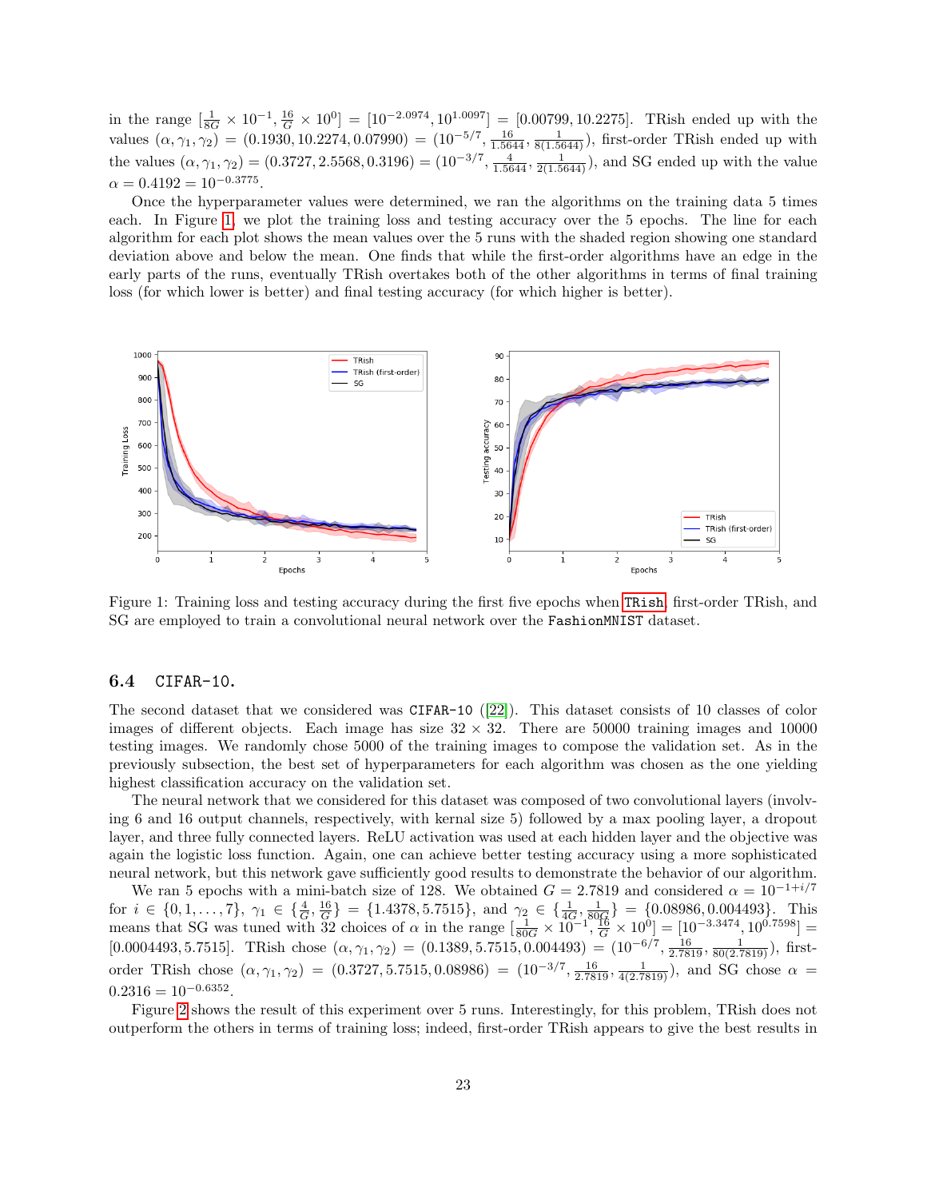in the range $[\frac{1}{8G} \times 10^{-1}, \frac{16}{G} \times 10^{0}] = [10^{-2.0974}, 10^{1.0097}] = [0.00799, 10.2275]$. TRish ended up with the values $(\alpha, \gamma_1, \gamma_2) = (0.1930, 10.2274, 0.07990) = (10^{-5/7}, \frac{16}{1.5644}, \frac{1}{8(1.5644)})$, first-order TRish ended up with the values $(\alpha, \gamma_1, \gamma_2) = (0.3727, 2.5568, 0.3196) = (10^{-3/7}, \frac{4}{1.5644}, \frac{1}{2(1.5644)})$, and SG ended up with the value $\alpha = 0.4192 = 10^{-0.3775}$.

Once the hyperparameter values were determined, we ran the algorithms on the training data 5 times each. In Figure 1, we plot the training loss and testing accuracy over the 5 epochs. The line for each algorithm for each plot shows the mean values over the 5 runs with the shaded region showing one standard deviation above and below the mean. One finds that while the first-order algorithms have an edge in the early parts of the runs, eventually TRish overtakes both of the other algorithms in terms of final training loss (for which lower is better) and final testing accuracy (for which higher is better).

Figure 1: Training loss and testing accuracy during the first five epochs when TRish, first-order TRish, and SG are employed to train a convolutional neural network over the FashionMNIST dataset.

## 6.4 CIFAR-10.

The second dataset that we considered was CIFAR-10 ([22]). This dataset consists of 10 classes of color images of different objects. Each image has size $32 \times 32$. There are 50000 training images and 10000 testing images. We randomly chose 5000 of the training images to compose the validation set. As in the previously subsection, the best set of hyperparameters for each algorithm was chosen as the one yielding highest classification accuracy on the validation set.

The neural network that we considered for this dataset was composed of two convolutional layers (involving 6 and 16 output channels, respectively, with kernal size 5) followed by a max pooling layer, a dropout layer, and three fully connected layers. ReLU activation was used at each hidden layer and the objective was again the logistic loss function. Again, one can achieve better testing accuracy using a more sophisticated neural network, but this network gave sufficiently good results to demonstrate the behavior of our algorithm.

We ran 5 epochs with a mini-batch size of 128. We obtained $G = 2.7819$ and considered $\alpha = 10^{-1+i/7}$ for $i \in \{0, 1, \ldots, 7\}$, $\gamma_1 \in \{\frac{4}{G}, \frac{16}{G}\} = \{1.4378, 5.7515\}$, and $\gamma_2 \in \{\frac{1}{4G}, \frac{1}{80G}\} = \{0.08986, 0.004493\}$. This means that SG was tuned with 32 choices of $\alpha$ in the range $[\frac{1}{80G} \times 10^{-1}, \frac{16}{G} \times 10^{0}] = [10^{-3.3474}, 10^{0.7598}] = [0.0004493, 5.7515]$. TRish chose $(\alpha, \gamma_1, \gamma_2) = (0.1389, 5.7515, 0.004493) = (10^{-6/7}, \frac{16}{2.7819}, \frac{1}{80(2.7819)})$, first-order TRish chose $(\alpha, \gamma_1, \gamma_2) = (0.3727, 5.7515, 0.08986) = (10^{-3/7}, \frac{16}{2.7819}, \frac{1}{4(2.7819)})$, and SG chose $\alpha = 0.2316 = 10^{-0.6352}$.

Figure 2 shows the result of this experiment over 5 runs. Interestingly, for this problem, TRish does not outperform the others in terms of training loss; indeed, first-order TRish appears to give the best results in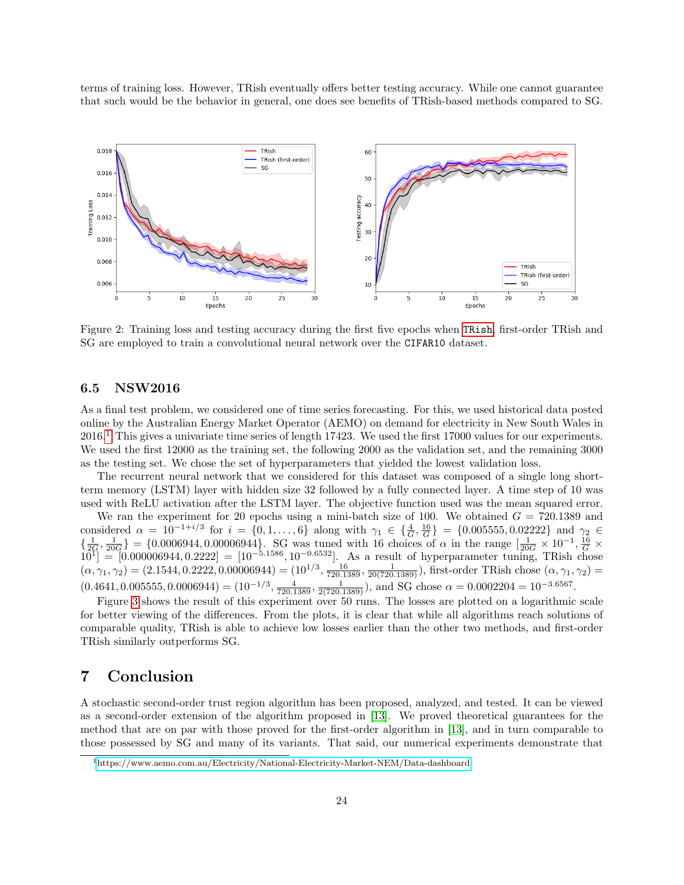terms of training loss. However, TRish eventually offers better testing accuracy. While one cannot guarantee that such would be the behavior in general, one does see benefits of TRish-based methods compared to SG.

Figure 2: Training loss and testing accuracy during the first five epochs when TRish, first-order TRish and SG are employed to train a convolutional neural network over the CIFAR10 dataset.

### 6.5 NSW2016

As a final test problem, we considered one of time series forecasting. For this, we used historical data posted online by the Australian Energy Market Operator (AEMO) on demand for electricity in New South Wales in 2016.[1] This gives a univariate time series of length 17423. We used the first 17000 values for our experiments. We used the first 12000 as the training set, the following 2000 as the validation set, and the remaining 3000 as the testing set. We chose the set of hyperparameters that yielded the lowest validation loss.

The recurrent neural network that we considered for this dataset was composed of a single long short-term memory (LSTM) layer with hidden size 32 followed by a fully connected layer. A time step of 10 was used with ReLU activation after the LSTM layer. The objective function used was the mean squared error.

We ran the experiment for 20 epochs using a mini-batch size of 100. We obtained $G = 720.1389$ and considered $\alpha = 10^{-1+i/3}$ for $i = \{0, 1, \ldots, 6\}$ along with $\gamma_1 \in \{\frac{4}{G}, \frac{16}{G}\} = \{0.005555, 0.02222\}$ and $\gamma_2 \in \{\frac{1}{2G}, \frac{1}{20G}\} = \{0.0006944, 0.00006944\}$. SG was tuned with 16 choices of $\alpha$ in the range $[\frac{1}{20G} \times 10^{-1}, \frac{16}{G} \times 10^{1}] = [0.000006944, 0.2222] = [10^{-5.1586}, 10^{-0.6532}]$. As a result of hyperparameter tuning, TRish chose $(\alpha, \gamma_1, \gamma_2) = (2.1544, 0.2222, 0.00006944) = (10^{1/3}, \frac{16}{720.1389}, \frac{1}{20(720.1389)})$, first-order TRish chose $(\alpha, \gamma_1, \gamma_2) = (0.4641, 0.005555, 0.0006944) = (10^{-1/3}, \frac{4}{720.1389}, \frac{1}{2(720.1389)})$, and SG chose $\alpha = 0.0002204 = 10^{-3.6567}$.

Figure 3 shows the result of this experiment over 50 runs. The losses are plotted on a logarithmic scale for better viewing of the differences. From the plots, it is clear that while all algorithms reach solutions of comparable quality, TRish is able to achieve low losses earlier than the other two methods, and first-order TRish similarly outperforms SG.

## 7 Conclusion

A stochastic second-order trust region algorithm has been proposed, analyzed, and tested. It can be viewed as a second-order extension of the algorithm proposed in [13]. We proved theoretical guarantees for the method that are on par with those proved for the first-order algorithm in [13], and in turn comparable to those possessed by SG and many of its variants. That said, our numerical experiments demonstrate that

[1] https://www.aemo.com.au/Electricity/National-Electricity-Market-NEM/Data-dashboard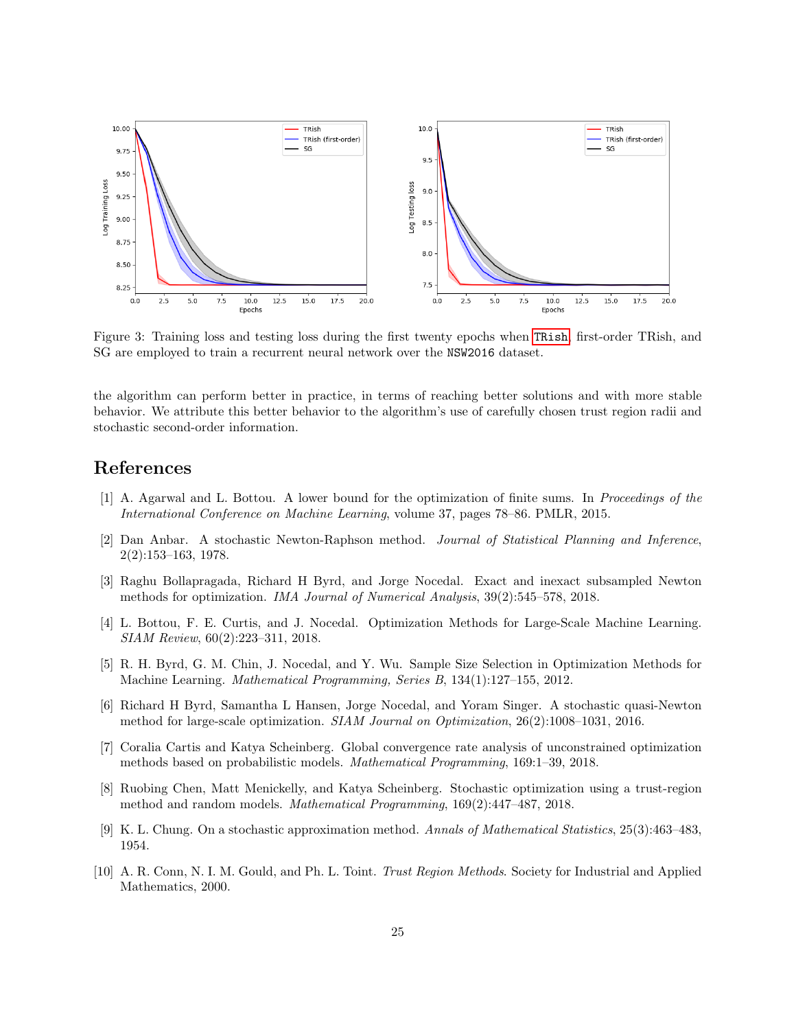Figure 3: Training loss and testing loss during the first twenty epochs when TRish, first-order TRish, and SG are employed to train a recurrent neural network over the NSW2016 dataset.

the algorithm can perform better in practice, in terms of reaching better solutions and with more stable behavior. We attribute this better behavior to the algorithm's use of carefully chosen trust region radii and stochastic second-order information.

# References

[1] A. Agarwal and L. Bottou. A lower bound for the optimization of finite sums. In *Proceedings of the International Conference on Machine Learning*, volume 37, pages 78–86. PMLR, 2015.

[2] Dan Anbar. A stochastic Newton-Raphson method. *Journal of Statistical Planning and Inference*, 2(2):153–163, 1978.

[3] Raghu Bollapragada, Richard H Byrd, and Jorge Nocedal. Exact and inexact subsampled Newton methods for optimization. *IMA Journal of Numerical Analysis*, 39(2):545–578, 2018.

[4] L. Bottou, F. E. Curtis, and J. Nocedal. Optimization Methods for Large-Scale Machine Learning. *SIAM Review*, 60(2):223–311, 2018.

[5] R. H. Byrd, G. M. Chin, J. Nocedal, and Y. Wu. Sample Size Selection in Optimization Methods for Machine Learning. *Mathematical Programming, Series B*, 134(1):127–155, 2012.

[6] Richard H Byrd, Samantha L Hansen, Jorge Nocedal, and Yoram Singer. A stochastic quasi-Newton method for large-scale optimization. *SIAM Journal on Optimization*, 26(2):1008–1031, 2016.

[7] Coralia Cartis and Katya Scheinberg. Global convergence rate analysis of unconstrained optimization methods based on probabilistic models. *Mathematical Programming*, 169:1–39, 2018.

[8] Ruobing Chen, Matt Menickelly, and Katya Scheinberg. Stochastic optimization using a trust-region method and random models. *Mathematical Programming*, 169(2):447–487, 2018.

[9] K. L. Chung. On a stochastic approximation method. *Annals of Mathematical Statistics*, 25(3):463–483, 1954.

[10] A. R. Conn, N. I. M. Gould, and Ph. L. Toint. *Trust Region Methods*. Society for Industrial and Applied Mathematics, 2000.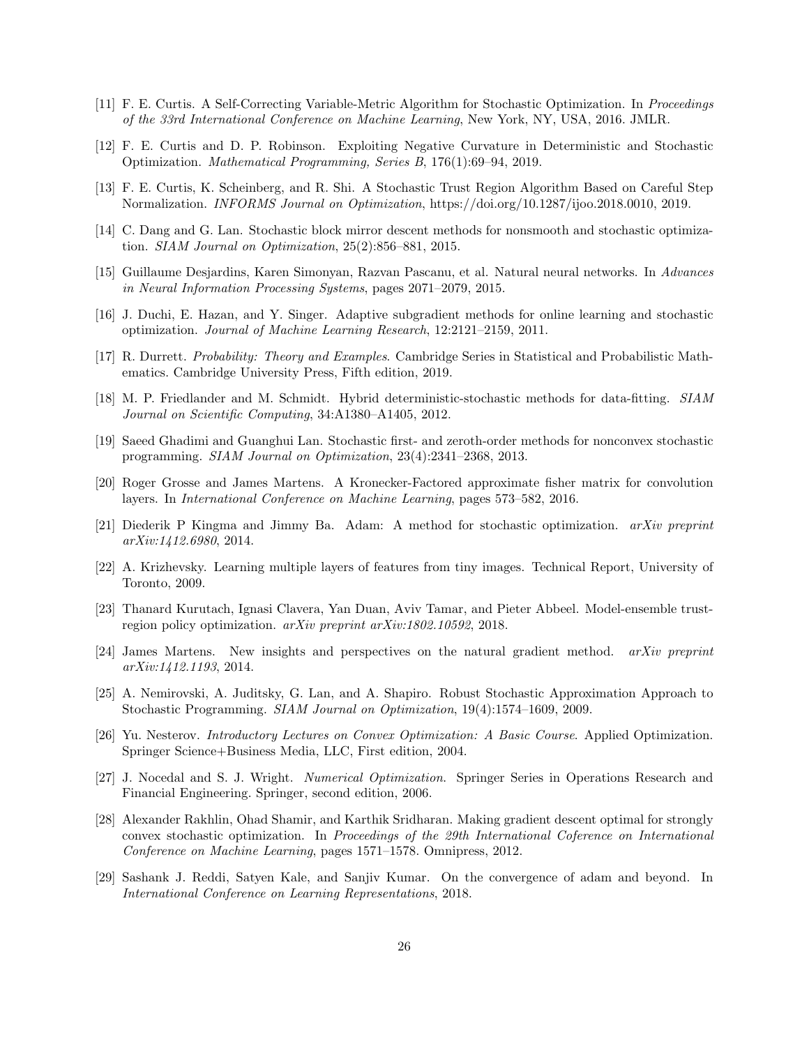[11] F. E. Curtis. A Self-Correcting Variable-Metric Algorithm for Stochastic Optimization. In *Proceedings of the 33rd International Conference on Machine Learning*, New York, NY, USA, 2016. JMLR.

[12] F. E. Curtis and D. P. Robinson. Exploiting Negative Curvature in Deterministic and Stochastic Optimization. *Mathematical Programming, Series B*, 176(1):69–94, 2019.

[13] F. E. Curtis, K. Scheinberg, and R. Shi. A Stochastic Trust Region Algorithm Based on Careful Step Normalization. *INFORMS Journal on Optimization*, https://doi.org/10.1287/ijoo.2018.0010, 2019.

[14] C. Dang and G. Lan. Stochastic block mirror descent methods for nonsmooth and stochastic optimization. *SIAM Journal on Optimization*, 25(2):856–881, 2015.

[15] Guillaume Desjardins, Karen Simonyan, Razvan Pascanu, et al. Natural neural networks. In *Advances in Neural Information Processing Systems*, pages 2071–2079, 2015.

[16] J. Duchi, E. Hazan, and Y. Singer. Adaptive subgradient methods for online learning and stochastic optimization. *Journal of Machine Learning Research*, 12:2121–2159, 2011.

[17] R. Durrett. *Probability: Theory and Examples*. Cambridge Series in Statistical and Probabilistic Mathematics. Cambridge University Press, Fifth edition, 2019.

[18] M. P. Friedlander and M. Schmidt. Hybrid deterministic-stochastic methods for data-fitting. *SIAM Journal on Scientific Computing*, 34:A1380–A1405, 2012.

[19] Saeed Ghadimi and Guanghui Lan. Stochastic first- and zeroth-order methods for nonconvex stochastic programming. *SIAM Journal on Optimization*, 23(4):2341–2368, 2013.

[20] Roger Grosse and James Martens. A Kronecker-Factored approximate fisher matrix for convolution layers. In *International Conference on Machine Learning*, pages 573–582, 2016.

[21] Diederik P Kingma and Jimmy Ba. Adam: A method for stochastic optimization. *arXiv preprint arXiv:1412.6980*, 2014.

[22] A. Krizhevsky. Learning multiple layers of features from tiny images. Technical Report, University of Toronto, 2009.

[23] Thanard Kurutach, Ignasi Clavera, Yan Duan, Aviv Tamar, and Pieter Abbeel. Model-ensemble trust-region policy optimization. *arXiv preprint arXiv:1802.10592*, 2018.

[24] James Martens. New insights and perspectives on the natural gradient method. *arXiv preprint arXiv:1412.1193*, 2014.

[25] A. Nemirovski, A. Juditsky, G. Lan, and A. Shapiro. Robust Stochastic Approximation Approach to Stochastic Programming. *SIAM Journal on Optimization*, 19(4):1574–1609, 2009.

[26] Yu. Nesterov. *Introductory Lectures on Convex Optimization: A Basic Course*. Applied Optimization. Springer Science+Business Media, LLC, First edition, 2004.

[27] J. Nocedal and S. J. Wright. *Numerical Optimization*. Springer Series in Operations Research and Financial Engineering. Springer, second edition, 2006.

[28] Alexander Rakhlin, Ohad Shamir, and Karthik Sridharan. Making gradient descent optimal for strongly convex stochastic optimization. In *Proceedings of the 29th International Coference on International Conference on Machine Learning*, pages 1571–1578. Omnipress, 2012.

[29] Sashank J. Reddi, Satyen Kale, and Sanjiv Kumar. On the convergence of adam and beyond. In *International Conference on Learning Representations*, 2018.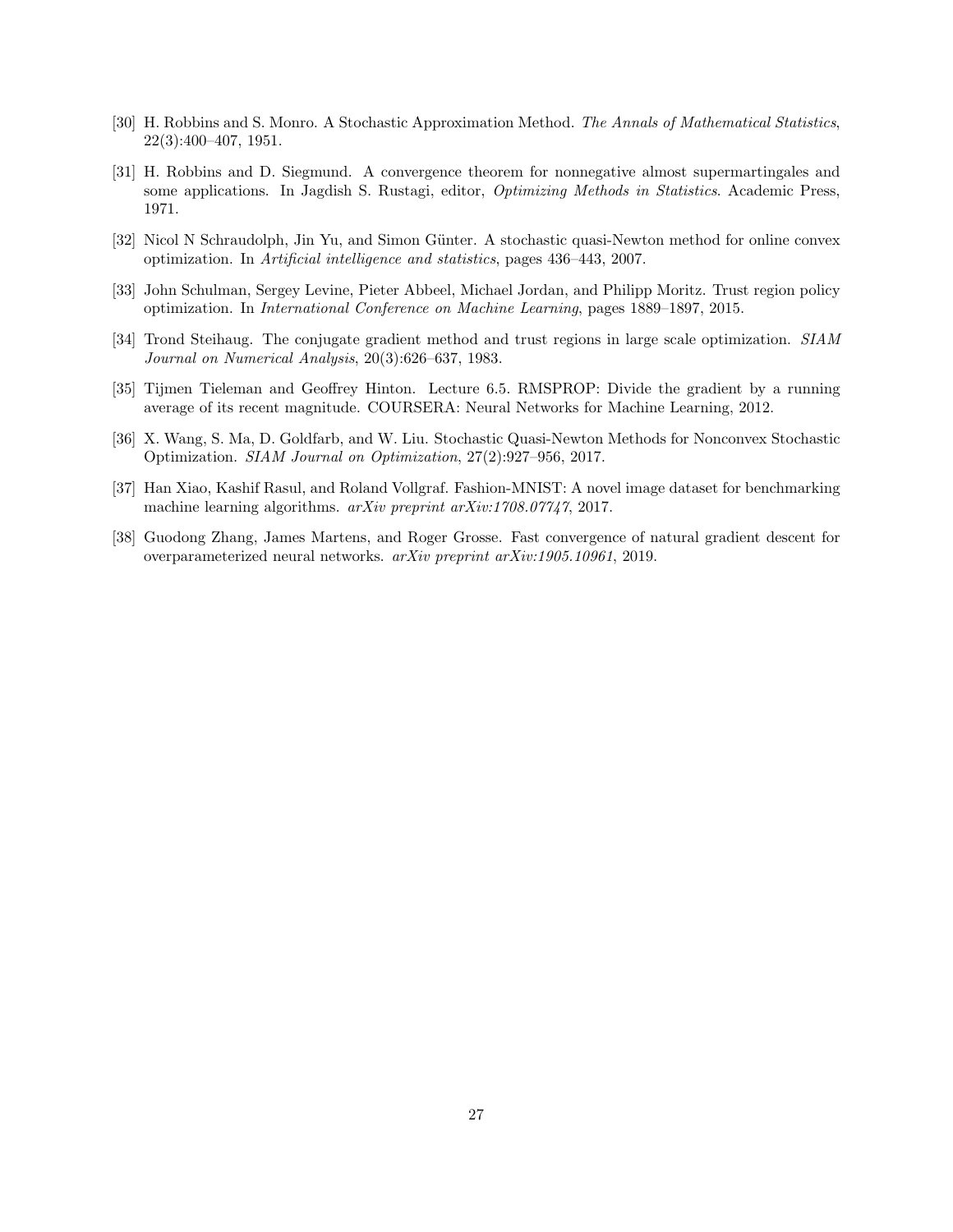[30] H. Robbins and S. Monro. A Stochastic Approximation Method. *The Annals of Mathematical Statistics*, 22(3):400–407, 1951.

[31] H. Robbins and D. Siegmund. A convergence theorem for nonnegative almost supermartingales and some applications. In Jagdish S. Rustagi, editor, *Optimizing Methods in Statistics*. Academic Press, 1971.

[32] Nicol N Schraudolph, Jin Yu, and Simon Günter. A stochastic quasi-Newton method for online convex optimization. In *Artificial intelligence and statistics*, pages 436–443, 2007.

[33] John Schulman, Sergey Levine, Pieter Abbeel, Michael Jordan, and Philipp Moritz. Trust region policy optimization. In *International Conference on Machine Learning*, pages 1889–1897, 2015.

[34] Trond Steihaug. The conjugate gradient method and trust regions in large scale optimization. *SIAM Journal on Numerical Analysis*, 20(3):626–637, 1983.

[35] Tijmen Tieleman and Geoffrey Hinton. Lecture 6.5. RMSPROP: Divide the gradient by a running average of its recent magnitude. COURSERA: Neural Networks for Machine Learning, 2012.

[36] X. Wang, S. Ma, D. Goldfarb, and W. Liu. Stochastic Quasi-Newton Methods for Nonconvex Stochastic Optimization. *SIAM Journal on Optimization*, 27(2):927–956, 2017.

[37] Han Xiao, Kashif Rasul, and Roland Vollgraf. Fashion-MNIST: A novel image dataset for benchmarking machine learning algorithms. *arXiv preprint arXiv:1708.07747*, 2017.

[38] Guodong Zhang, James Martens, and Roger Grosse. Fast convergence of natural gradient descent for overparameterized neural networks. *arXiv preprint arXiv:1905.10961*, 2019.